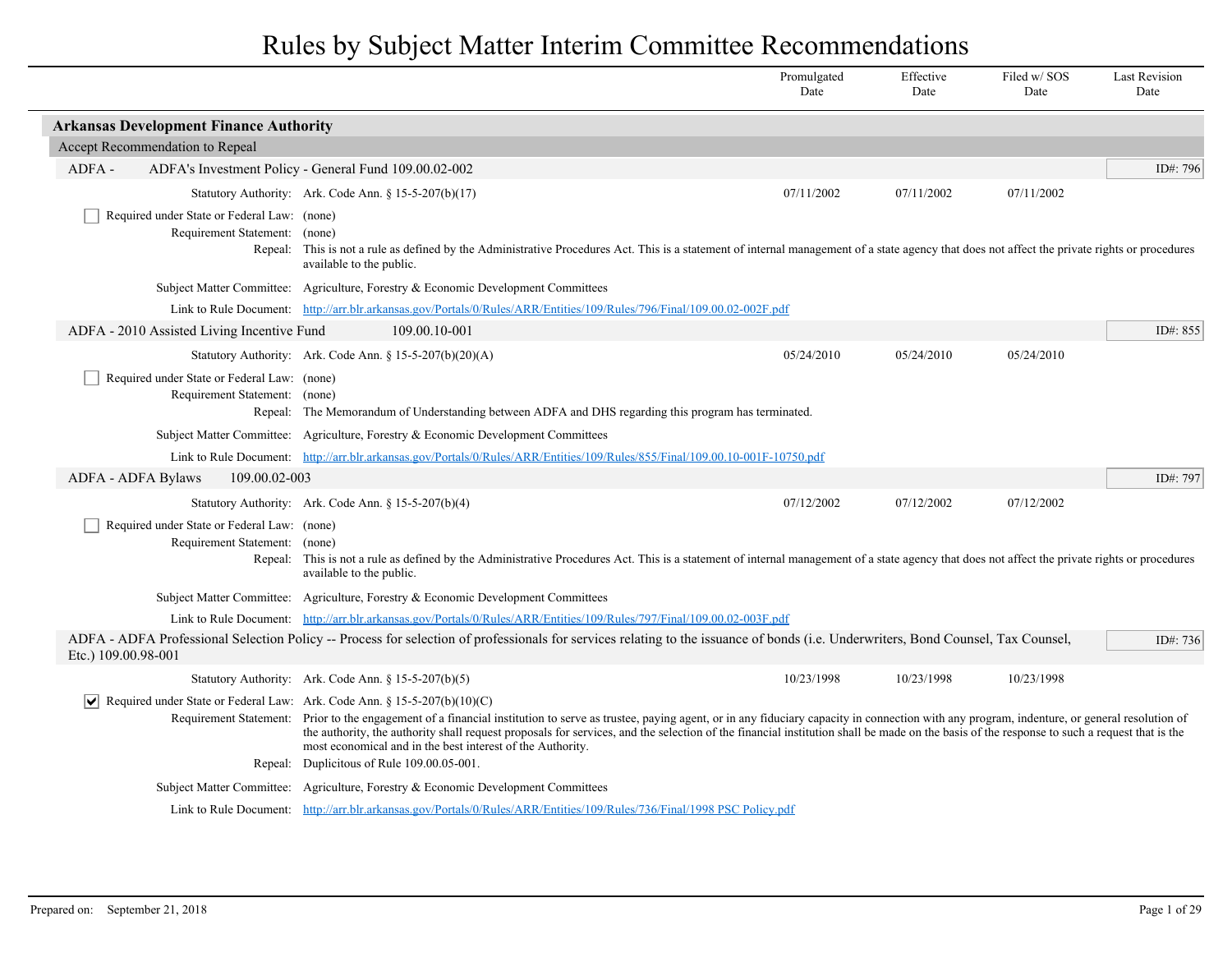# Rules by Subject Matter Interim Committee Recommendations

| | Promulgated Date | Effective Date | Filed w/ SOS Date | Last Revision Date |
|---|---|---|---|---|

## Arkansas Development Finance Authority

### Accept Recommendation to Repeal

**ADFA - ADFA's Investment Policy - General Fund 109.00.02-002** — ID#: 796

Statutory Authority: Ark. Code Ann. § 15-5-207(b)(17)

| Promulgated Date | Effective Date | Filed w/ SOS Date | Last Revision Date |
|---|---|---|---|
| 07/11/2002 | 07/11/2002 | 07/11/2002 | |

☐ Required under State or Federal Law: (none)

Requirement Statement: (none)

Repeal: This is not a rule as defined by the Administrative Procedures Act. This is a statement of internal management of a state agency that does not affect the private rights or procedures available to the public.

Subject Matter Committee: Agriculture, Forestry & Economic Development Committees

Link to Rule Document: http://arr.blr.arkansas.gov/Portals/0/Rules/ARR/Entities/109/Rules/796/Final/109.00.02-002F.pdf

**ADFA - 2010 Assisted Living Incentive Fund 109.00.10-001** — ID#: 855

Statutory Authority: Ark. Code Ann. § 15-5-207(b)(20)(A)

| Promulgated Date | Effective Date | Filed w/ SOS Date | Last Revision Date |
|---|---|---|---|
| 05/24/2010 | 05/24/2010 | 05/24/2010 | |

☐ Required under State or Federal Law: (none)

Requirement Statement: (none)

Repeal: The Memorandum of Understanding between ADFA and DHS regarding this program has terminated.

Subject Matter Committee: Agriculture, Forestry & Economic Development Committees

Link to Rule Document: http://arr.blr.arkansas.gov/Portals/0/Rules/ARR/Entities/109/Rules/855/Final/109.00.10-001F-10750.pdf

**ADFA - ADFA Bylaws 109.00.02-003** — ID#: 797

Statutory Authority: Ark. Code Ann. § 15-5-207(b)(4)

| Promulgated Date | Effective Date | Filed w/ SOS Date | Last Revision Date |
|---|---|---|---|
| 07/12/2002 | 07/12/2002 | 07/12/2002 | |

☐ Required under State or Federal Law: (none)

Requirement Statement: (none)

Repeal: This is not a rule as defined by the Administrative Procedures Act. This is a statement of internal management of a state agency that does not affect the private rights or procedures available to the public.

Subject Matter Committee: Agriculture, Forestry & Economic Development Committees

Link to Rule Document: http://arr.blr.arkansas.gov/Portals/0/Rules/ARR/Entities/109/Rules/797/Final/109.00.02-003F.pdf

**ADFA - ADFA Professional Selection Policy -- Process for selection of professionals for services relating to the issuance of bonds (i.e. Underwriters, Bond Counsel, Tax Counsel, Etc.) 109.00.98-001** — ID#: 736

Statutory Authority: Ark. Code Ann. § 15-5-207(b)(5)

| Promulgated Date | Effective Date | Filed w/ SOS Date | Last Revision Date |
|---|---|---|---|
| 10/23/1998 | 10/23/1998 | 10/23/1998 | |

☑ Required under State or Federal Law: Ark. Code Ann. § 15-5-207(b)(10)(C)

Requirement Statement: Prior to the engagement of a financial institution to serve as trustee, paying agent, or in any fiduciary capacity in connection with any program, indenture, or general resolution of the authority, the authority shall request proposals for services, and the selection of the financial institution shall be made on the basis of the response to such a request that is the most economical and in the best interest of the Authority.

Repeal: Duplicitous of Rule 109.00.05-001.

Subject Matter Committee: Agriculture, Forestry & Economic Development Committees

Link to Rule Document: http://arr.blr.arkansas.gov/Portals/0/Rules/ARR/Entities/109/Rules/736/Final/1998 PSC Policy.pdf

Prepared on: September 21, 2018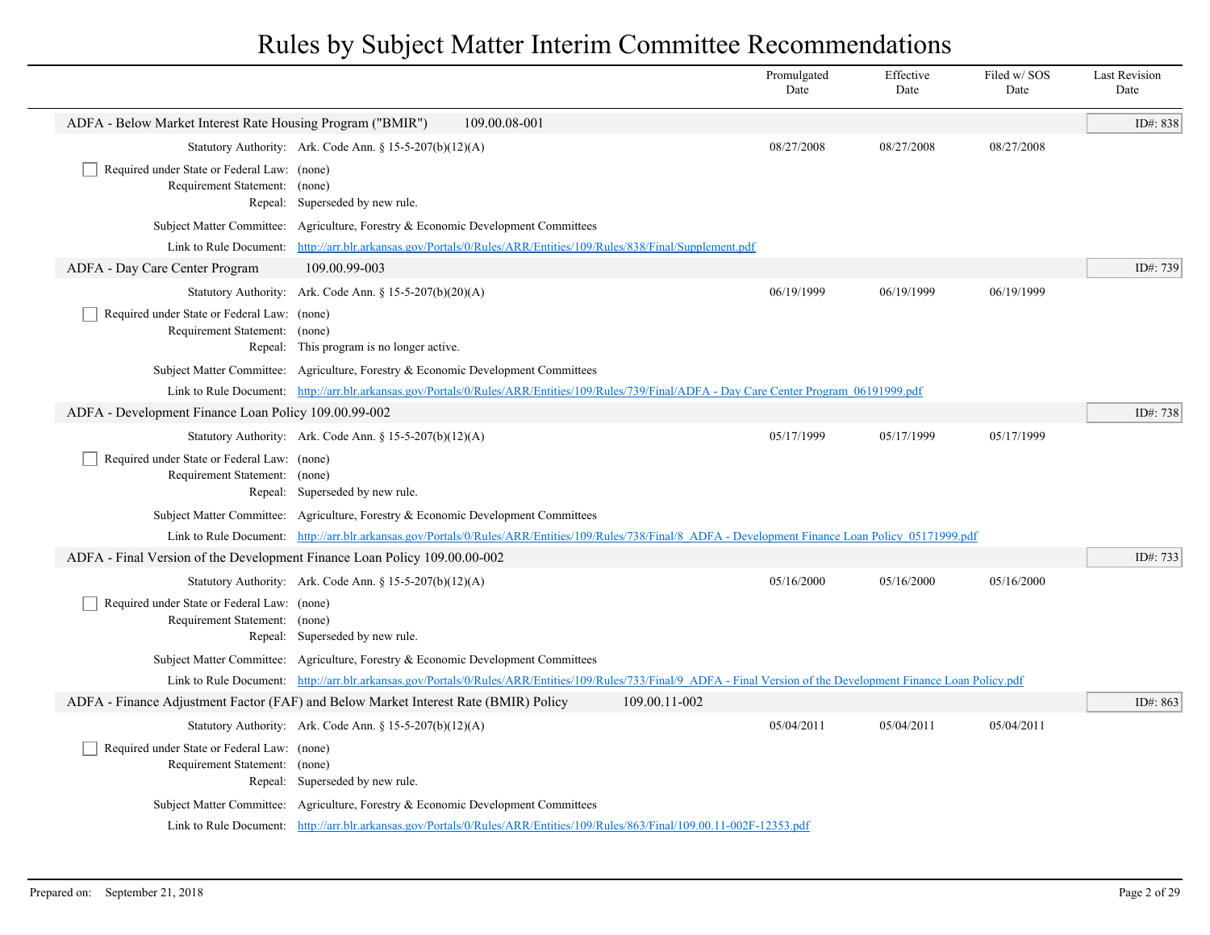# Rules by Subject Matter Interim Committee Recommendations

| | Promulgated Date | Effective Date | Filed w/ SOS Date | Last Revision Date |
|---|---|---|---|---|

## ADFA - Below Market Interest Rate Housing Program ("BMIR") 109.00.08-001

ID#: 838

| | | Promulgated Date | Effective Date | Filed w/ SOS Date | Last Revision Date |
|---|---|---|---|---|---|
| Statutory Authority: | Ark. Code Ann. § 15-5-207(b)(12)(A) | 08/27/2008 | 08/27/2008 | 08/27/2008 | |

- [ ] Required under State or Federal Law: (none)

Requirement Statement: (none)

Repeal: Superseded by new rule.

Subject Matter Committee: Agriculture, Forestry & Economic Development Committees

Link to Rule Document: http://arr.blr.arkansas.gov/Portals/0/Rules/ARR/Entities/109/Rules/838/Final/Supplement.pdf

## ADFA - Day Care Center Program 109.00.99-003

ID#: 739

| | | Promulgated Date | Effective Date | Filed w/ SOS Date | Last Revision Date |
|---|---|---|---|---|---|
| Statutory Authority: | Ark. Code Ann. § 15-5-207(b)(20)(A) | 06/19/1999 | 06/19/1999 | 06/19/1999 | |

- [ ] Required under State or Federal Law: (none)

Requirement Statement: (none)

Repeal: This program is no longer active.

Subject Matter Committee: Agriculture, Forestry & Economic Development Committees

Link to Rule Document: http://arr.blr.arkansas.gov/Portals/0/Rules/ARR/Entities/109/Rules/739/Final/ADFA - Day Care Center Program_06191999.pdf

## ADFA - Development Finance Loan Policy 109.00.99-002

ID#: 738

| | | Promulgated Date | Effective Date | Filed w/ SOS Date | Last Revision Date |
|---|---|---|---|---|---|
| Statutory Authority: | Ark. Code Ann. § 15-5-207(b)(12)(A) | 05/17/1999 | 05/17/1999 | 05/17/1999 | |

- [ ] Required under State or Federal Law: (none)

Requirement Statement: (none)

Repeal: Superseded by new rule.

Subject Matter Committee: Agriculture, Forestry & Economic Development Committees

Link to Rule Document: http://arr.blr.arkansas.gov/Portals/0/Rules/ARR/Entities/109/Rules/738/Final/8_ADFA - Development Finance Loan Policy_05171999.pdf

## ADFA - Final Version of the Development Finance Loan Policy 109.00.00-002

ID#: 733

| | | Promulgated Date | Effective Date | Filed w/ SOS Date | Last Revision Date |
|---|---|---|---|---|---|
| Statutory Authority: | Ark. Code Ann. § 15-5-207(b)(12)(A) | 05/16/2000 | 05/16/2000 | 05/16/2000 | |

- [ ] Required under State or Federal Law: (none)

Requirement Statement: (none)

Repeal: Superseded by new rule.

Subject Matter Committee: Agriculture, Forestry & Economic Development Committees

Link to Rule Document: http://arr.blr.arkansas.gov/Portals/0/Rules/ARR/Entities/109/Rules/733/Final/9_ADFA - Final Version of the Development Finance Loan Policy.pdf

## ADFA - Finance Adjustment Factor (FAF) and Below Market Interest Rate (BMIR) Policy 109.00.11-002

ID#: 863

| | | Promulgated Date | Effective Date | Filed w/ SOS Date | Last Revision Date |
|---|---|---|---|---|---|
| Statutory Authority: | Ark. Code Ann. § 15-5-207(b)(12)(A) | 05/04/2011 | 05/04/2011 | 05/04/2011 | |

- [ ] Required under State or Federal Law: (none)

Requirement Statement: (none)

Repeal: Superseded by new rule.

Subject Matter Committee: Agriculture, Forestry & Economic Development Committees

Link to Rule Document: http://arr.blr.arkansas.gov/Portals/0/Rules/ARR/Entities/109/Rules/863/Final/109.00.11-002F-12353.pdf

Prepared on: September 21, 2018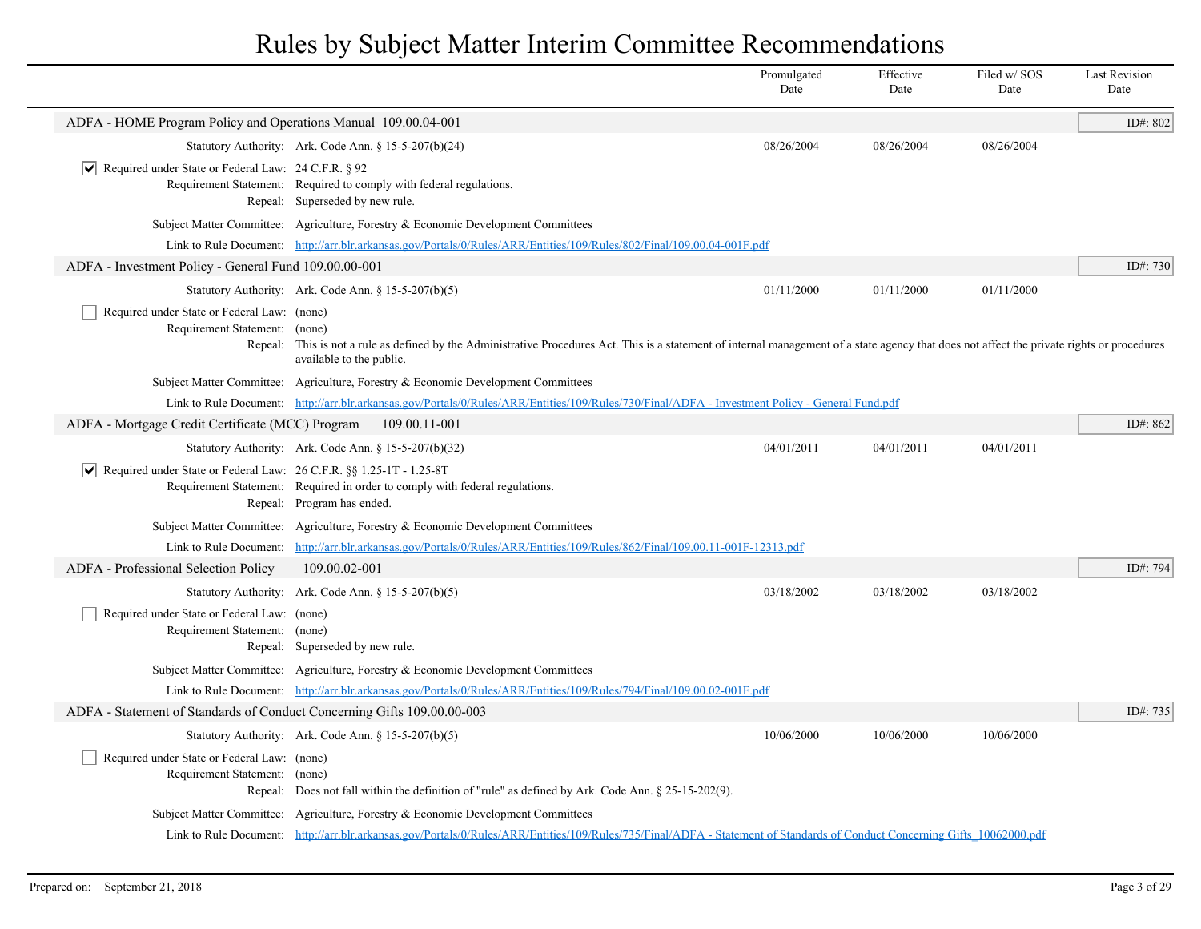# Rules by Subject Matter Interim Committee Recommendations

| | Promulgated Date | Effective Date | Filed w/ SOS Date | Last Revision Date |
|---|---|---|---|---|

## ADFA - HOME Program Policy and Operations Manual 109.00.04-001

ID#: 802

| | Promulgated Date | Effective Date | Filed w/ SOS Date | Last Revision Date |
|---|---|---|---|---|
| Statutory Authority: Ark. Code Ann. § 15-5-207(b)(24) | 08/26/2004 | 08/26/2004 | 08/26/2004 | |

- [x] Required under State or Federal Law: 24 C.F.R. § 92

Requirement Statement: Required to comply with federal regulations.

Repeal: Superseded by new rule.

Subject Matter Committee: Agriculture, Forestry & Economic Development Committees

Link to Rule Document: http://arr.blr.arkansas.gov/Portals/0/Rules/ARR/Entities/109/Rules/802/Final/109.00.04-001F.pdf

## ADFA - Investment Policy - General Fund 109.00.00-001

ID#: 730

| | Promulgated Date | Effective Date | Filed w/ SOS Date | Last Revision Date |
|---|---|---|---|---|
| Statutory Authority: Ark. Code Ann. § 15-5-207(b)(5) | 01/11/2000 | 01/11/2000 | 01/11/2000 | |

- [ ] Required under State or Federal Law: (none)

Requirement Statement: (none)

Repeal: This is not a rule as defined by the Administrative Procedures Act. This is a statement of internal management of a state agency that does not affect the private rights or procedures available to the public.

Subject Matter Committee: Agriculture, Forestry & Economic Development Committees

Link to Rule Document: http://arr.blr.arkansas.gov/Portals/0/Rules/ARR/Entities/109/Rules/730/Final/ADFA - Investment Policy - General Fund.pdf

## ADFA - Mortgage Credit Certificate (MCC) Program 109.00.11-001

ID#: 862

| | Promulgated Date | Effective Date | Filed w/ SOS Date | Last Revision Date |
|---|---|---|---|---|
| Statutory Authority: Ark. Code Ann. § 15-5-207(b)(32) | 04/01/2011 | 04/01/2011 | 04/01/2011 | |

- [x] Required under State or Federal Law: 26 C.F.R. §§ 1.25-1T - 1.25-8T

Requirement Statement: Required in order to comply with federal regulations.

Repeal: Program has ended.

Subject Matter Committee: Agriculture, Forestry & Economic Development Committees

Link to Rule Document: http://arr.blr.arkansas.gov/Portals/0/Rules/ARR/Entities/109/Rules/862/Final/109.00.11-001F-12313.pdf

## ADFA - Professional Selection Policy 109.00.02-001

ID#: 794

| | Promulgated Date | Effective Date | Filed w/ SOS Date | Last Revision Date |
|---|---|---|---|---|
| Statutory Authority: Ark. Code Ann. § 15-5-207(b)(5) | 03/18/2002 | 03/18/2002 | 03/18/2002 | |

- [ ] Required under State or Federal Law: (none)

Requirement Statement: (none)

Repeal: Superseded by new rule.

Subject Matter Committee: Agriculture, Forestry & Economic Development Committees

Link to Rule Document: http://arr.blr.arkansas.gov/Portals/0/Rules/ARR/Entities/109/Rules/794/Final/109.00.02-001F.pdf

## ADFA - Statement of Standards of Conduct Concerning Gifts 109.00.00-003

ID#: 735

| | Promulgated Date | Effective Date | Filed w/ SOS Date | Last Revision Date |
|---|---|---|---|---|
| Statutory Authority: Ark. Code Ann. § 15-5-207(b)(5) | 10/06/2000 | 10/06/2000 | 10/06/2000 | |

- [ ] Required under State or Federal Law: (none)

Requirement Statement: (none)

Repeal: Does not fall within the definition of "rule" as defined by Ark. Code Ann. § 25-15-202(9).

Subject Matter Committee: Agriculture, Forestry & Economic Development Committees

Link to Rule Document: http://arr.blr.arkansas.gov/Portals/0/Rules/ARR/Entities/109/Rules/735/Final/ADFA - Statement of Standards of Conduct Concerning Gifts_10062000.pdf

Prepared on: September 21, 2018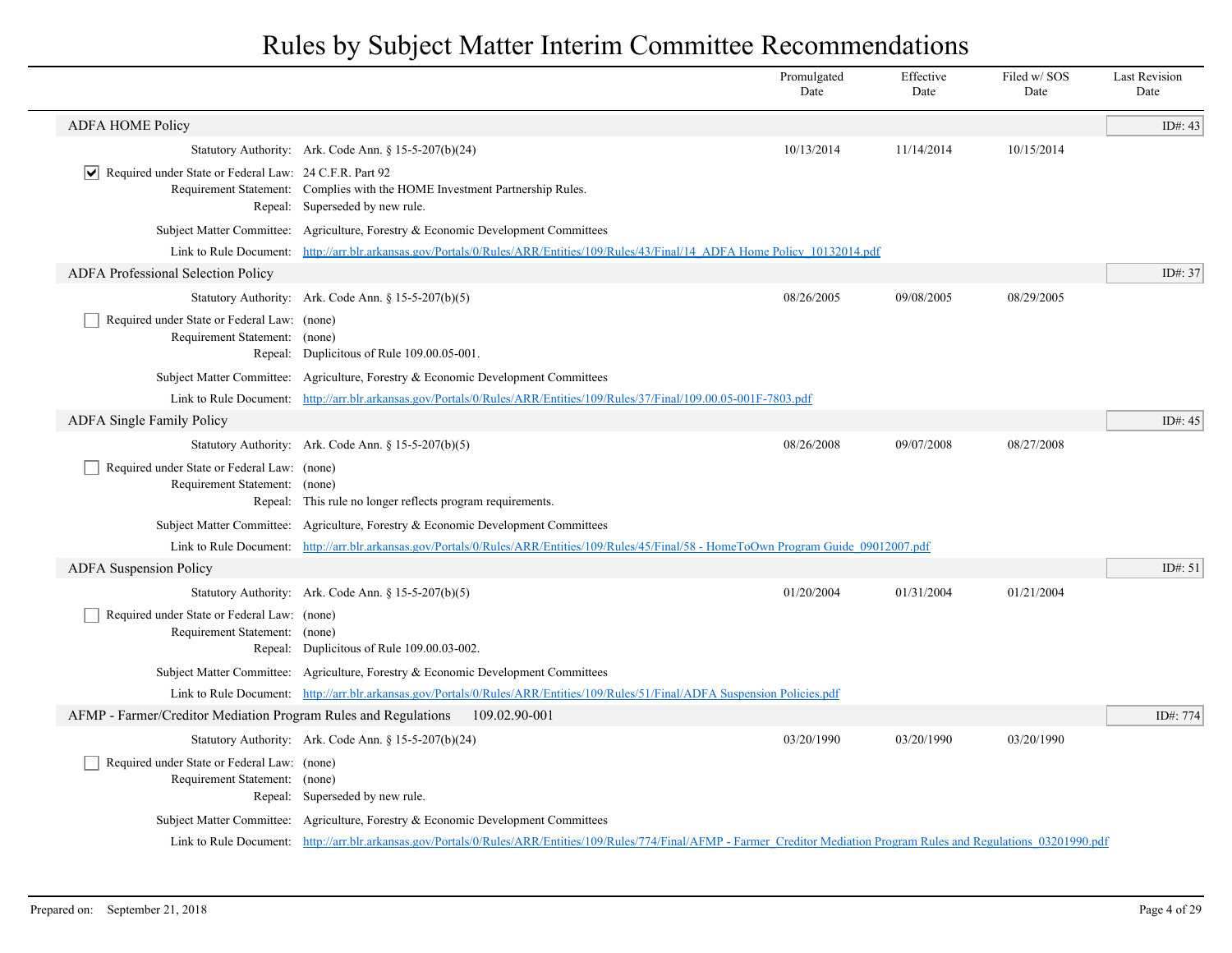# Rules by Subject Matter Interim Committee Recommendations

| | | Promulgated Date | Effective Date | Filed w/ SOS Date | Last Revision Date |
|---|---|---|---|---|---|

## ADFA HOME Policy

ID#: 43

| | | Promulgated Date | Effective Date | Filed w/ SOS Date | Last Revision Date |
|---|---|---|---|---|---|
| Statutory Authority: | Ark. Code Ann. § 15-5-207(b)(24) | 10/13/2014 | 11/14/2014 | 10/15/2014 | |

☑ Required under State or Federal Law: 24 C.F.R. Part 92
Requirement Statement: Complies with the HOME Investment Partnership Rules.
Repeal: Superseded by new rule.

Subject Matter Committee: Agriculture, Forestry & Economic Development Committees
Link to Rule Document: http://arr.blr.arkansas.gov/Portals/0/Rules/ARR/Entities/109/Rules/43/Final/14_ADFA Home Policy_10132014.pdf

## ADFA Professional Selection Policy

ID#: 37

| | | Promulgated Date | Effective Date | Filed w/ SOS Date | Last Revision Date |
|---|---|---|---|---|---|
| Statutory Authority: | Ark. Code Ann. § 15-5-207(b)(5) | 08/26/2005 | 09/08/2005 | 08/29/2005 | |

☐ Required under State or Federal Law: (none)
Requirement Statement: (none)
Repeal: Duplicitous of Rule 109.00.05-001.

Subject Matter Committee: Agriculture, Forestry & Economic Development Committees
Link to Rule Document: http://arr.blr.arkansas.gov/Portals/0/Rules/ARR/Entities/109/Rules/37/Final/109.00.05-001F-7803.pdf

## ADFA Single Family Policy

ID#: 45

| | | Promulgated Date | Effective Date | Filed w/ SOS Date | Last Revision Date |
|---|---|---|---|---|---|
| Statutory Authority: | Ark. Code Ann. § 15-5-207(b)(5) | 08/26/2008 | 09/07/2008 | 08/27/2008 | |

☐ Required under State or Federal Law: (none)
Requirement Statement: (none)
Repeal: This rule no longer reflects program requirements.

Subject Matter Committee: Agriculture, Forestry & Economic Development Committees
Link to Rule Document: http://arr.blr.arkansas.gov/Portals/0/Rules/ARR/Entities/109/Rules/45/Final/58 - HomeToOwn Program Guide_09012007.pdf

## ADFA Suspension Policy

ID#: 51

| | | Promulgated Date | Effective Date | Filed w/ SOS Date | Last Revision Date |
|---|---|---|---|---|---|
| Statutory Authority: | Ark. Code Ann. § 15-5-207(b)(5) | 01/20/2004 | 01/31/2004 | 01/21/2004 | |

☐ Required under State or Federal Law: (none)
Requirement Statement: (none)
Repeal: Duplicitous of Rule 109.00.03-002.

Subject Matter Committee: Agriculture, Forestry & Economic Development Committees
Link to Rule Document: http://arr.blr.arkansas.gov/Portals/0/Rules/ARR/Entities/109/Rules/51/Final/ADFA Suspension Policies.pdf

## AFMP - Farmer/Creditor Mediation Program Rules and Regulations 109.02.90-001

ID#: 774

| | | Promulgated Date | Effective Date | Filed w/ SOS Date | Last Revision Date |
|---|---|---|---|---|---|
| Statutory Authority: | Ark. Code Ann. § 15-5-207(b)(24) | 03/20/1990 | 03/20/1990 | 03/20/1990 | |

☐ Required under State or Federal Law: (none)
Requirement Statement: (none)
Repeal: Superseded by new rule.

Subject Matter Committee: Agriculture, Forestry & Economic Development Committees
Link to Rule Document: http://arr.blr.arkansas.gov/Portals/0/Rules/ARR/Entities/109/Rules/774/Final/AFMP - Farmer_Creditor Mediation Program Rules and Regulations_03201990.pdf

Prepared on: September 21, 2018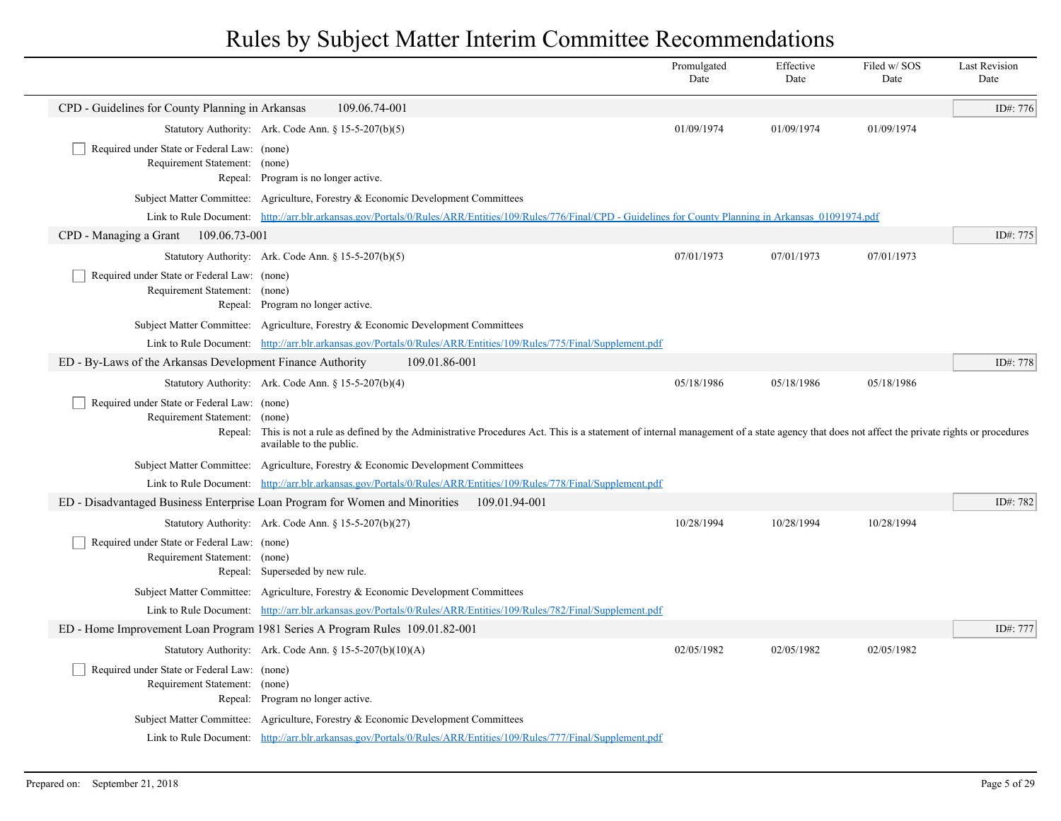# Rules by Subject Matter Interim Committee Recommendations

| | Promulgated Date | Effective Date | Filed w/ SOS Date | Last Revision Date |
|---|---|---|---|---|

## CPD - Guidelines for County Planning in Arkansas 109.06.74-001

ID#: 776

| | Promulgated Date | Effective Date | Filed w/ SOS Date | Last Revision Date |
|---|---|---|---|---|
| Statutory Authority: Ark. Code Ann. § 15-5-207(b)(5) | 01/09/1974 | 01/09/1974 | 01/09/1974 | |

- [ ] Required under State or Federal Law: (none)

Requirement Statement: (none)

Repeal: Program is no longer active.

Subject Matter Committee: Agriculture, Forestry & Economic Development Committees

Link to Rule Document: [http://arr.blr.arkansas.gov/Portals/0/Rules/ARR/Entities/109/Rules/776/Final/CPD - Guidelines for County Planning in Arkansas_01091974.pdf](http://arr.blr.arkansas.gov/Portals/0/Rules/ARR/Entities/109/Rules/776/Final/CPD - Guidelines for County Planning in Arkansas_01091974.pdf)

## CPD - Managing a Grant 109.06.73-001

ID#: 775

| | Promulgated Date | Effective Date | Filed w/ SOS Date | Last Revision Date |
|---|---|---|---|---|
| Statutory Authority: Ark. Code Ann. § 15-5-207(b)(5) | 07/01/1973 | 07/01/1973 | 07/01/1973 | |

- [ ] Required under State or Federal Law: (none)

Requirement Statement: (none)

Repeal: Program no longer active.

Subject Matter Committee: Agriculture, Forestry & Economic Development Committees

Link to Rule Document: [http://arr.blr.arkansas.gov/Portals/0/Rules/ARR/Entities/109/Rules/775/Final/Supplement.pdf](http://arr.blr.arkansas.gov/Portals/0/Rules/ARR/Entities/109/Rules/775/Final/Supplement.pdf)

## ED - By-Laws of the Arkansas Development Finance Authority 109.01.86-001

ID#: 778

| | Promulgated Date | Effective Date | Filed w/ SOS Date | Last Revision Date |
|---|---|---|---|---|
| Statutory Authority: Ark. Code Ann. § 15-5-207(b)(4) | 05/18/1986 | 05/18/1986 | 05/18/1986 | |

- [ ] Required under State or Federal Law: (none)

Requirement Statement: (none)

Repeal: This is not a rule as defined by the Administrative Procedures Act. This is a statement of internal management of a state agency that does not affect the private rights or procedures available to the public.

Subject Matter Committee: Agriculture, Forestry & Economic Development Committees

Link to Rule Document: [http://arr.blr.arkansas.gov/Portals/0/Rules/ARR/Entities/109/Rules/778/Final/Supplement.pdf](http://arr.blr.arkansas.gov/Portals/0/Rules/ARR/Entities/109/Rules/778/Final/Supplement.pdf)

## ED - Disadvantaged Business Enterprise Loan Program for Women and Minorities 109.01.94-001

ID#: 782

| | Promulgated Date | Effective Date | Filed w/ SOS Date | Last Revision Date |
|---|---|---|---|---|
| Statutory Authority: Ark. Code Ann. § 15-5-207(b)(27) | 10/28/1994 | 10/28/1994 | 10/28/1994 | |

- [ ] Required under State or Federal Law: (none)

Requirement Statement: (none)

Repeal: Superseded by new rule.

Subject Matter Committee: Agriculture, Forestry & Economic Development Committees

Link to Rule Document: [http://arr.blr.arkansas.gov/Portals/0/Rules/ARR/Entities/109/Rules/782/Final/Supplement.pdf](http://arr.blr.arkansas.gov/Portals/0/Rules/ARR/Entities/109/Rules/782/Final/Supplement.pdf)

## ED - Home Improvement Loan Program 1981 Series A Program Rules 109.01.82-001

ID#: 777

| | Promulgated Date | Effective Date | Filed w/ SOS Date | Last Revision Date |
|---|---|---|---|---|
| Statutory Authority: Ark. Code Ann. § 15-5-207(b)(10)(A) | 02/05/1982 | 02/05/1982 | 02/05/1982 | |

- [ ] Required under State or Federal Law: (none)

Requirement Statement: (none)

Repeal: Program no longer active.

Subject Matter Committee: Agriculture, Forestry & Economic Development Committees

Link to Rule Document: [http://arr.blr.arkansas.gov/Portals/0/Rules/ARR/Entities/109/Rules/777/Final/Supplement.pdf](http://arr.blr.arkansas.gov/Portals/0/Rules/ARR/Entities/109/Rules/777/Final/Supplement.pdf)

Prepared on: September 21, 2018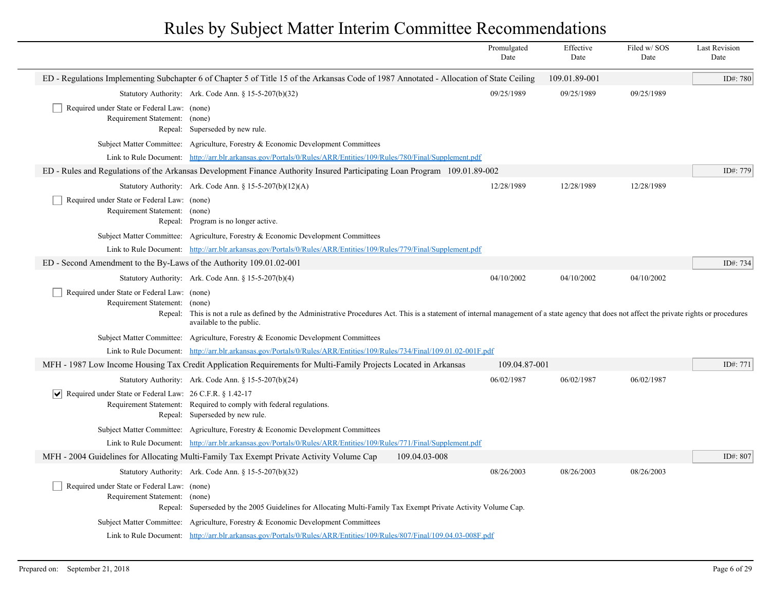# Rules by Subject Matter Interim Committee Recommendations

| | Promulgated Date | Effective Date | Filed w/ SOS Date | Last Revision Date |
|---|---|---|---|---|

**ED - Regulations Implementing Subchapter 6 of Chapter 5 of Title 15 of the Arkansas Code of 1987 Annotated - Allocation of State Ceiling 109.01.89-001** — ID#: 780

Statutory Authority: Ark. Code Ann. § 15-5-207(b)(32) — Promulgated: 09/25/1989 — Effective: 09/25/1989 — Filed w/ SOS: 09/25/1989

- [ ] Required under State or Federal Law: (none)

Requirement Statement: (none)

Repeal: Superseded by new rule.

Subject Matter Committee: Agriculture, Forestry & Economic Development Committees

Link to Rule Document: http://arr.blr.arkansas.gov/Portals/0/Rules/ARR/Entities/109/Rules/780/Final/Supplement.pdf

**ED - Rules and Regulations of the Arkansas Development Finance Authority Insured Participating Loan Program 109.01.89-002** — ID#: 779

Statutory Authority: Ark. Code Ann. § 15-5-207(b)(12)(A) — Promulgated: 12/28/1989 — Effective: 12/28/1989 — Filed w/ SOS: 12/28/1989

- [ ] Required under State or Federal Law: (none)

Requirement Statement: (none)

Repeal: Program is no longer active.

Subject Matter Committee: Agriculture, Forestry & Economic Development Committees

Link to Rule Document: http://arr.blr.arkansas.gov/Portals/0/Rules/ARR/Entities/109/Rules/779/Final/Supplement.pdf

**ED - Second Amendment to the By-Laws of the Authority 109.01.02-001** — ID#: 734

Statutory Authority: Ark. Code Ann. § 15-5-207(b)(4) — Promulgated: 04/10/2002 — Effective: 04/10/2002 — Filed w/ SOS: 04/10/2002

- [ ] Required under State or Federal Law: (none)

Requirement Statement: (none)

Repeal: This is not a rule as defined by the Administrative Procedures Act. This is a statement of internal management of a state agency that does not affect the private rights or procedures available to the public.

Subject Matter Committee: Agriculture, Forestry & Economic Development Committees

Link to Rule Document: http://arr.blr.arkansas.gov/Portals/0/Rules/ARR/Entities/109/Rules/734/Final/109.01.02-001F.pdf

**MFH - 1987 Low Income Housing Tax Credit Application Requirements for Multi-Family Projects Located in Arkansas 109.04.87-001** — ID#: 771

Statutory Authority: Ark. Code Ann. § 15-5-207(b)(24) — Promulgated: 06/02/1987 — Effective: 06/02/1987 — Filed w/ SOS: 06/02/1987

- [x] Required under State or Federal Law: 26 C.F.R. § 1.42-17

Requirement Statement: Required to comply with federal regulations.

Repeal: Superseded by new rule.

Subject Matter Committee: Agriculture, Forestry & Economic Development Committees

Link to Rule Document: http://arr.blr.arkansas.gov/Portals/0/Rules/ARR/Entities/109/Rules/771/Final/Supplement.pdf

**MFH - 2004 Guidelines for Allocating Multi-Family Tax Exempt Private Activity Volume Cap 109.04.03-008** — ID#: 807

Statutory Authority: Ark. Code Ann. § 15-5-207(b)(32) — Promulgated: 08/26/2003 — Effective: 08/26/2003 — Filed w/ SOS: 08/26/2003

- [ ] Required under State or Federal Law: (none)

Requirement Statement: (none)

Repeal: Superseded by the 2005 Guidelines for Allocating Multi-Family Tax Exempt Private Activity Volume Cap.

Subject Matter Committee: Agriculture, Forestry & Economic Development Committees

Link to Rule Document: http://arr.blr.arkansas.gov/Portals/0/Rules/ARR/Entities/109/Rules/807/Final/109.04.03-008F.pdf

Prepared on: September 21, 2018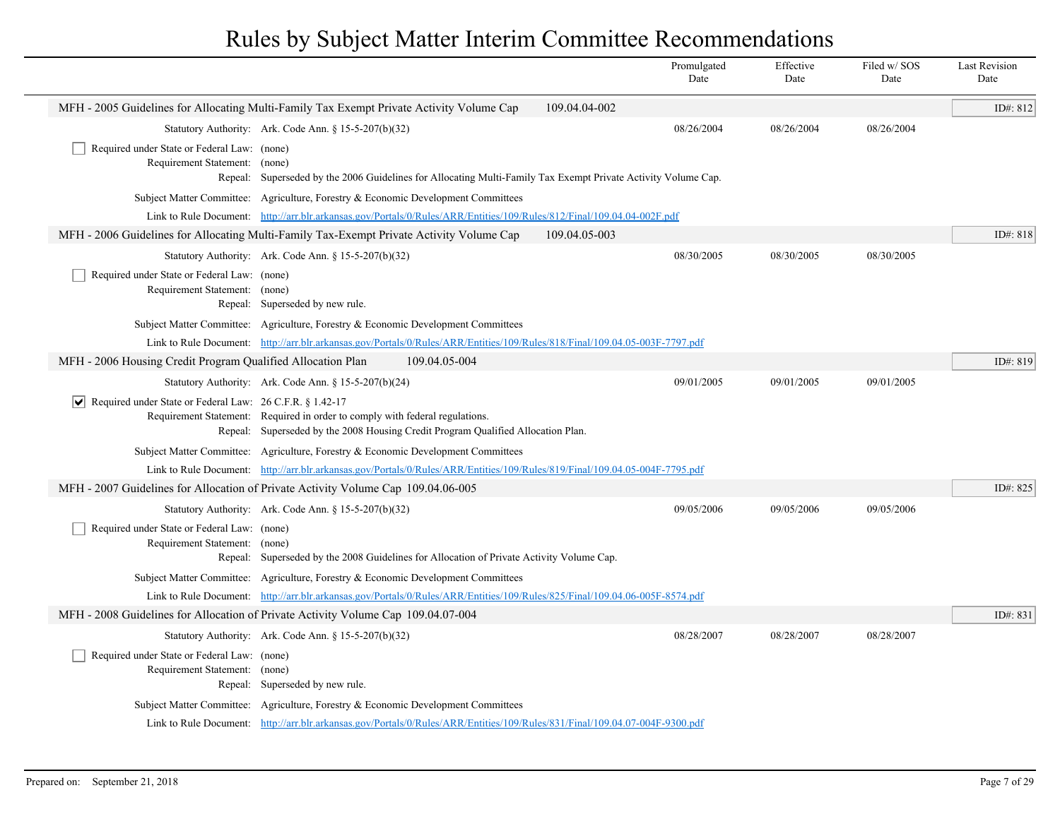# Rules by Subject Matter Interim Committee Recommendations

| | Promulgated Date | Effective Date | Filed w/ SOS Date | Last Revision Date |
|---|---|---|---|---|

## MFH - 2005 Guidelines for Allocating Multi-Family Tax Exempt Private Activity Volume Cap 109.04.04-002

ID#: 812

| | | Promulgated Date | Effective Date | Filed w/ SOS Date | Last Revision Date |
|---|---|---|---|---|---|
| Statutory Authority: | Ark. Code Ann. § 15-5-207(b)(32) | 08/26/2004 | 08/26/2004 | 08/26/2004 | |

- [ ] Required under State or Federal Law: (none)

Requirement Statement: (none)

Repeal: Superseded by the 2006 Guidelines for Allocating Multi-Family Tax Exempt Private Activity Volume Cap.

Subject Matter Committee: Agriculture, Forestry & Economic Development Committees

Link to Rule Document: http://arr.blr.arkansas.gov/Portals/0/Rules/ARR/Entities/109/Rules/812/Final/109.04.04-002F.pdf

## MFH - 2006 Guidelines for Allocating Multi-Family Tax-Exempt Private Activity Volume Cap 109.04.05-003

ID#: 818

| | | Promulgated Date | Effective Date | Filed w/ SOS Date | Last Revision Date |
|---|---|---|---|---|---|
| Statutory Authority: | Ark. Code Ann. § 15-5-207(b)(32) | 08/30/2005 | 08/30/2005 | 08/30/2005 | |

- [ ] Required under State or Federal Law: (none)

Requirement Statement: (none)

Repeal: Superseded by new rule.

Subject Matter Committee: Agriculture, Forestry & Economic Development Committees

Link to Rule Document: http://arr.blr.arkansas.gov/Portals/0/Rules/ARR/Entities/109/Rules/818/Final/109.04.05-003F-7797.pdf

## MFH - 2006 Housing Credit Program Qualified Allocation Plan 109.04.05-004

ID#: 819

| | | Promulgated Date | Effective Date | Filed w/ SOS Date | Last Revision Date |
|---|---|---|---|---|---|
| Statutory Authority: | Ark. Code Ann. § 15-5-207(b)(24) | 09/01/2005 | 09/01/2005 | 09/01/2005 | |

- [x] Required under State or Federal Law: 26 C.F.R. § 1.42-17

Requirement Statement: Required in order to comply with federal regulations.

Repeal: Superseded by the 2008 Housing Credit Program Qualified Allocation Plan.

Subject Matter Committee: Agriculture, Forestry & Economic Development Committees

Link to Rule Document: http://arr.blr.arkansas.gov/Portals/0/Rules/ARR/Entities/109/Rules/819/Final/109.04.05-004F-7795.pdf

## MFH - 2007 Guidelines for Allocation of Private Activity Volume Cap 109.04.06-005

ID#: 825

| | | Promulgated Date | Effective Date | Filed w/ SOS Date | Last Revision Date |
|---|---|---|---|---|---|
| Statutory Authority: | Ark. Code Ann. § 15-5-207(b)(32) | 09/05/2006 | 09/05/2006 | 09/05/2006 | |

- [ ] Required under State or Federal Law: (none)

Requirement Statement: (none)

Repeal: Superseded by the 2008 Guidelines for Allocation of Private Activity Volume Cap.

Subject Matter Committee: Agriculture, Forestry & Economic Development Committees

Link to Rule Document: http://arr.blr.arkansas.gov/Portals/0/Rules/ARR/Entities/109/Rules/825/Final/109.04.06-005F-8574.pdf

## MFH - 2008 Guidelines for Allocation of Private Activity Volume Cap 109.04.07-004

ID#: 831

| | | Promulgated Date | Effective Date | Filed w/ SOS Date | Last Revision Date |
|---|---|---|---|---|---|
| Statutory Authority: | Ark. Code Ann. § 15-5-207(b)(32) | 08/28/2007 | 08/28/2007 | 08/28/2007 | |

- [ ] Required under State or Federal Law: (none)

Requirement Statement: (none)

Repeal: Superseded by new rule.

Subject Matter Committee: Agriculture, Forestry & Economic Development Committees

Link to Rule Document: http://arr.blr.arkansas.gov/Portals/0/Rules/ARR/Entities/109/Rules/831/Final/109.04.07-004F-9300.pdf

Prepared on: September 21, 2018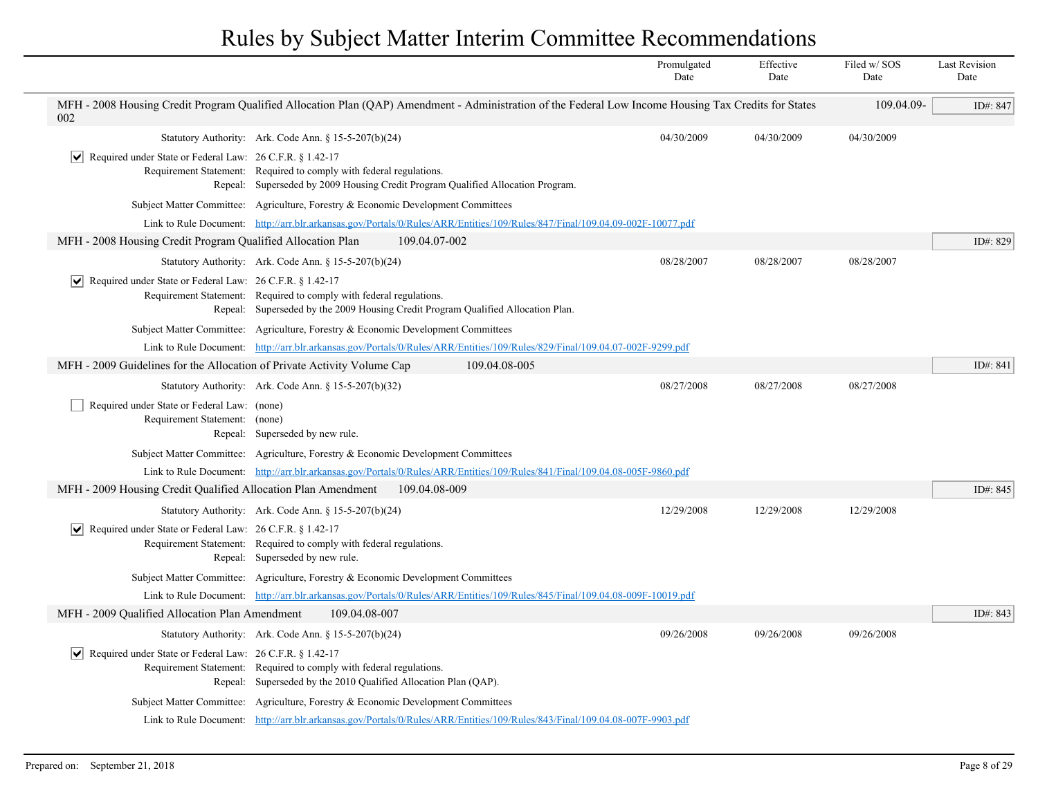# Rules by Subject Matter Interim Committee Recommendations

| | Promulgated Date | Effective Date | Filed w/ SOS Date | Last Revision Date |
|---|---|---|---|---|

**MFH - 2008 Housing Credit Program Qualified Allocation Plan (QAP) Amendment - Administration of the Federal Low Income Housing Tax Credits for States 109.04.09-002** — ID#: 847

Statutory Authority: Ark. Code Ann. § 15-5-207(b)(24) — Promulgated: 04/30/2009 — Effective: 04/30/2009 — Filed w/ SOS: 04/30/2009

☑ Required under State or Federal Law: 26 C.F.R. § 1.42-17
Requirement Statement: Required to comply with federal regulations.
Repeal: Superseded by 2009 Housing Credit Program Qualified Allocation Program.

Subject Matter Committee: Agriculture, Forestry & Economic Development Committees
Link to Rule Document: http://arr.blr.arkansas.gov/Portals/0/Rules/ARR/Entities/109/Rules/847/Final/109.04.09-002F-10077.pdf

**MFH - 2008 Housing Credit Program Qualified Allocation Plan 109.04.07-002** — ID#: 829

Statutory Authority: Ark. Code Ann. § 15-5-207(b)(24) — Promulgated: 08/28/2007 — Effective: 08/28/2007 — Filed w/ SOS: 08/28/2007

☑ Required under State or Federal Law: 26 C.F.R. § 1.42-17
Requirement Statement: Required to comply with federal regulations.
Repeal: Superseded by the 2009 Housing Credit Program Qualified Allocation Plan.

Subject Matter Committee: Agriculture, Forestry & Economic Development Committees
Link to Rule Document: http://arr.blr.arkansas.gov/Portals/0/Rules/ARR/Entities/109/Rules/829/Final/109.04.07-002F-9299.pdf

**MFH - 2009 Guidelines for the Allocation of Private Activity Volume Cap 109.04.08-005** — ID#: 841

Statutory Authority: Ark. Code Ann. § 15-5-207(b)(32) — Promulgated: 08/27/2008 — Effective: 08/27/2008 — Filed w/ SOS: 08/27/2008

☐ Required under State or Federal Law: (none)
Requirement Statement: (none)
Repeal: Superseded by new rule.

Subject Matter Committee: Agriculture, Forestry & Economic Development Committees
Link to Rule Document: http://arr.blr.arkansas.gov/Portals/0/Rules/ARR/Entities/109/Rules/841/Final/109.04.08-005F-9860.pdf

**MFH - 2009 Housing Credit Qualified Allocation Plan Amendment 109.04.08-009** — ID#: 845

Statutory Authority: Ark. Code Ann. § 15-5-207(b)(24) — Promulgated: 12/29/2008 — Effective: 12/29/2008 — Filed w/ SOS: 12/29/2008

☑ Required under State or Federal Law: 26 C.F.R. § 1.42-17
Requirement Statement: Required to comply with federal regulations.
Repeal: Superseded by new rule.

Subject Matter Committee: Agriculture, Forestry & Economic Development Committees
Link to Rule Document: http://arr.blr.arkansas.gov/Portals/0/Rules/ARR/Entities/109/Rules/845/Final/109.04.08-009F-10019.pdf

**MFH - 2009 Qualified Allocation Plan Amendment 109.04.08-007** — ID#: 843

Statutory Authority: Ark. Code Ann. § 15-5-207(b)(24) — Promulgated: 09/26/2008 — Effective: 09/26/2008 — Filed w/ SOS: 09/26/2008

☑ Required under State or Federal Law: 26 C.F.R. § 1.42-17
Requirement Statement: Required to comply with federal regulations.
Repeal: Superseded by the 2010 Qualified Allocation Plan (QAP).

Subject Matter Committee: Agriculture, Forestry & Economic Development Committees
Link to Rule Document: http://arr.blr.arkansas.gov/Portals/0/Rules/ARR/Entities/109/Rules/843/Final/109.04.08-007F-9903.pdf

Prepared on: September 21, 2018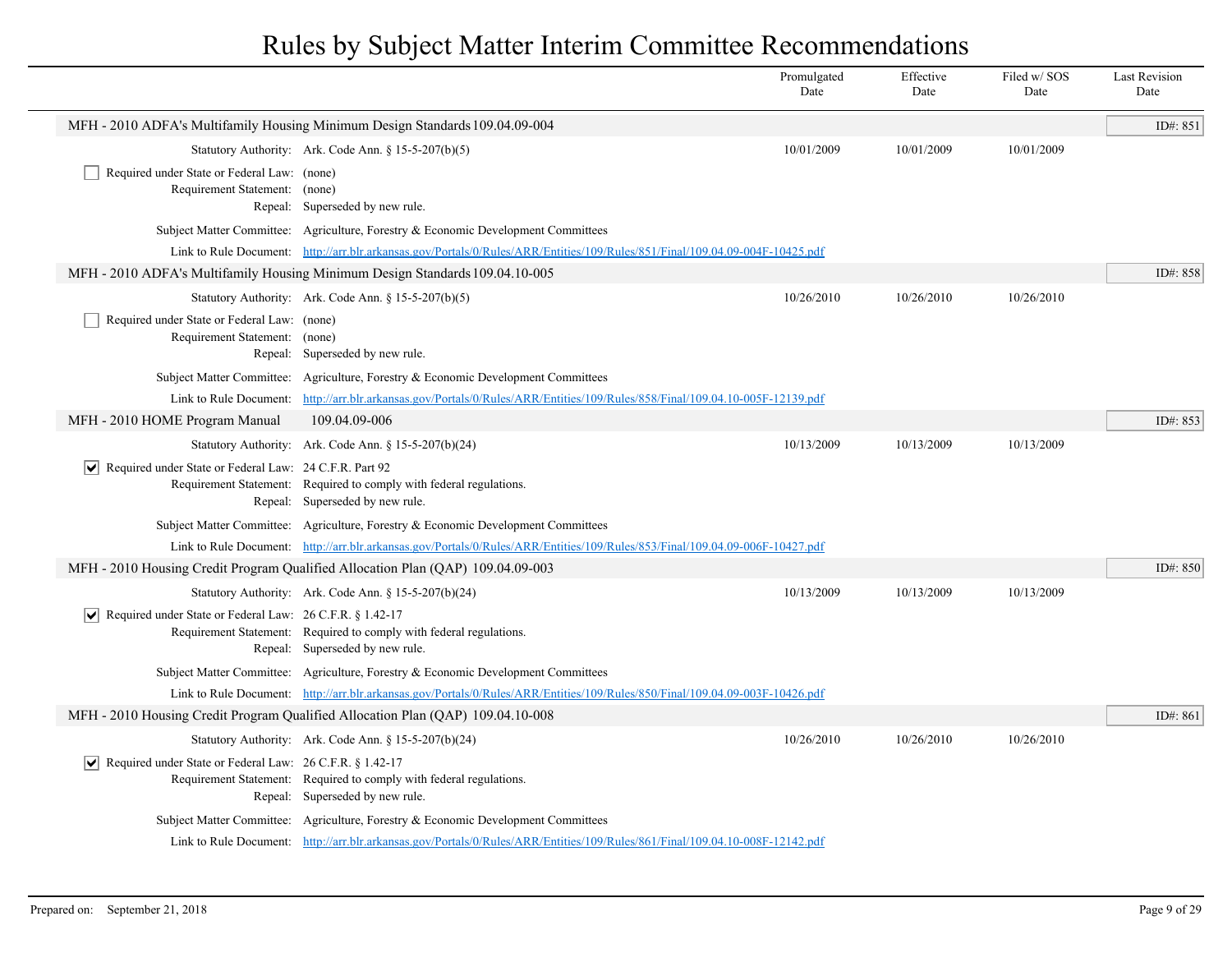# Rules by Subject Matter Interim Committee Recommendations

| | Promulgated Date | Effective Date | Filed w/ SOS Date | Last Revision Date |
|---|---|---|---|---|

## MFH - 2010 ADFA's Multifamily Housing Minimum Design Standards 109.04.09-004

ID#: 851

| | | Promulgated Date | Effective Date | Filed w/ SOS Date |
|---|---|---|---|---|
| Statutory Authority: | Ark. Code Ann. § 15-5-207(b)(5) | 10/01/2009 | 10/01/2009 | 10/01/2009 |

- [ ] Required under State or Federal Law: (none)

Requirement Statement: (none)

Repeal: Superseded by new rule.

Subject Matter Committee: Agriculture, Forestry & Economic Development Committees

Link to Rule Document: http://arr.blr.arkansas.gov/Portals/0/Rules/ARR/Entities/109/Rules/851/Final/109.04.09-004F-10425.pdf

## MFH - 2010 ADFA's Multifamily Housing Minimum Design Standards 109.04.10-005

ID#: 858

| | | Promulgated Date | Effective Date | Filed w/ SOS Date |
|---|---|---|---|---|
| Statutory Authority: | Ark. Code Ann. § 15-5-207(b)(5) | 10/26/2010 | 10/26/2010 | 10/26/2010 |

- [ ] Required under State or Federal Law: (none)

Requirement Statement: (none)

Repeal: Superseded by new rule.

Subject Matter Committee: Agriculture, Forestry & Economic Development Committees

Link to Rule Document: http://arr.blr.arkansas.gov/Portals/0/Rules/ARR/Entities/109/Rules/858/Final/109.04.10-005F-12139.pdf

## MFH - 2010 HOME Program Manual 109.04.09-006

ID#: 853

| | | Promulgated Date | Effective Date | Filed w/ SOS Date |
|---|---|---|---|---|
| Statutory Authority: | Ark. Code Ann. § 15-5-207(b)(24) | 10/13/2009 | 10/13/2009 | 10/13/2009 |

- [x] Required under State or Federal Law: 24 C.F.R. Part 92

Requirement Statement: Required to comply with federal regulations.

Repeal: Superseded by new rule.

Subject Matter Committee: Agriculture, Forestry & Economic Development Committees

Link to Rule Document: http://arr.blr.arkansas.gov/Portals/0/Rules/ARR/Entities/109/Rules/853/Final/109.04.09-006F-10427.pdf

## MFH - 2010 Housing Credit Program Qualified Allocation Plan (QAP) 109.04.09-003

ID#: 850

| | | Promulgated Date | Effective Date | Filed w/ SOS Date |
|---|---|---|---|---|
| Statutory Authority: | Ark. Code Ann. § 15-5-207(b)(24) | 10/13/2009 | 10/13/2009 | 10/13/2009 |

- [x] Required under State or Federal Law: 26 C.F.R. § 1.42-17

Requirement Statement: Required to comply with federal regulations.

Repeal: Superseded by new rule.

Subject Matter Committee: Agriculture, Forestry & Economic Development Committees

Link to Rule Document: http://arr.blr.arkansas.gov/Portals/0/Rules/ARR/Entities/109/Rules/850/Final/109.04.09-003F-10426.pdf

## MFH - 2010 Housing Credit Program Qualified Allocation Plan (QAP) 109.04.10-008

ID#: 861

| | | Promulgated Date | Effective Date | Filed w/ SOS Date |
|---|---|---|---|---|
| Statutory Authority: | Ark. Code Ann. § 15-5-207(b)(24) | 10/26/2010 | 10/26/2010 | 10/26/2010 |

- [x] Required under State or Federal Law: 26 C.F.R. § 1.42-17

Requirement Statement: Required to comply with federal regulations.

Repeal: Superseded by new rule.

Subject Matter Committee: Agriculture, Forestry & Economic Development Committees

Link to Rule Document: http://arr.blr.arkansas.gov/Portals/0/Rules/ARR/Entities/109/Rules/861/Final/109.04.10-008F-12142.pdf

Prepared on: September 21, 2018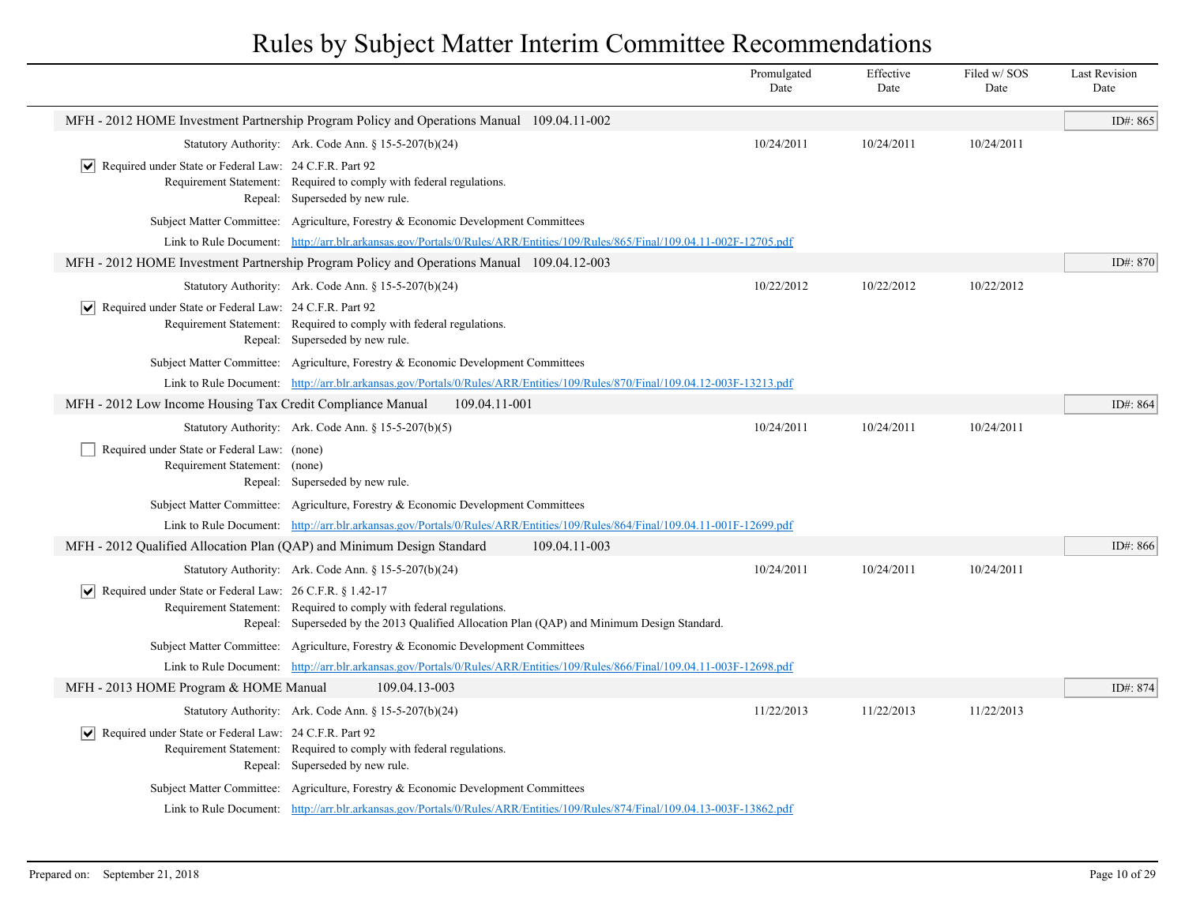# Rules by Subject Matter Interim Committee Recommendations

| | Promulgated Date | Effective Date | Filed w/ SOS Date | Last Revision Date |
|---|---|---|---|---|

## MFH - 2012 HOME Investment Partnership Program Policy and Operations Manual 109.04.11-002

ID#: 865

| | Promulgated Date | Effective Date | Filed w/ SOS Date | Last Revision Date |
|---|---|---|---|---|
| Statutory Authority: Ark. Code Ann. § 15-5-207(b)(24) | 10/24/2011 | 10/24/2011 | 10/24/2011 | |

- [x] Required under State or Federal Law: 24 C.F.R. Part 92
- Requirement Statement: Required to comply with federal regulations.
- Repeal: Superseded by new rule.
- Subject Matter Committee: Agriculture, Forestry & Economic Development Committees
- Link to Rule Document: http://arr.blr.arkansas.gov/Portals/0/Rules/ARR/Entities/109/Rules/865/Final/109.04.11-002F-12705.pdf

## MFH - 2012 HOME Investment Partnership Program Policy and Operations Manual 109.04.12-003

ID#: 870

| | Promulgated Date | Effective Date | Filed w/ SOS Date | Last Revision Date |
|---|---|---|---|---|
| Statutory Authority: Ark. Code Ann. § 15-5-207(b)(24) | 10/22/2012 | 10/22/2012 | 10/22/2012 | |

- [x] Required under State or Federal Law: 24 C.F.R. Part 92
- Requirement Statement: Required to comply with federal regulations.
- Repeal: Superseded by new rule.
- Subject Matter Committee: Agriculture, Forestry & Economic Development Committees
- Link to Rule Document: http://arr.blr.arkansas.gov/Portals/0/Rules/ARR/Entities/109/Rules/870/Final/109.04.12-003F-13213.pdf

## MFH - 2012 Low Income Housing Tax Credit Compliance Manual 109.04.11-001

ID#: 864

| | Promulgated Date | Effective Date | Filed w/ SOS Date | Last Revision Date |
|---|---|---|---|---|
| Statutory Authority: Ark. Code Ann. § 15-5-207(b)(5) | 10/24/2011 | 10/24/2011 | 10/24/2011 | |

- [ ] Required under State or Federal Law: (none)
- Requirement Statement: (none)
- Repeal: Superseded by new rule.
- Subject Matter Committee: Agriculture, Forestry & Economic Development Committees
- Link to Rule Document: http://arr.blr.arkansas.gov/Portals/0/Rules/ARR/Entities/109/Rules/864/Final/109.04.11-001F-12699.pdf

## MFH - 2012 Qualified Allocation Plan (QAP) and Minimum Design Standard 109.04.11-003

ID#: 866

| | Promulgated Date | Effective Date | Filed w/ SOS Date | Last Revision Date |
|---|---|---|---|---|
| Statutory Authority: Ark. Code Ann. § 15-5-207(b)(24) | 10/24/2011 | 10/24/2011 | 10/24/2011 | |

- [x] Required under State or Federal Law: 26 C.F.R. § 1.42-17
- Requirement Statement: Required to comply with federal regulations.
- Repeal: Superseded by the 2013 Qualified Allocation Plan (QAP) and Minimum Design Standard.
- Subject Matter Committee: Agriculture, Forestry & Economic Development Committees
- Link to Rule Document: http://arr.blr.arkansas.gov/Portals/0/Rules/ARR/Entities/109/Rules/866/Final/109.04.11-003F-12698.pdf

## MFH - 2013 HOME Program & HOME Manual 109.04.13-003

ID#: 874

| | Promulgated Date | Effective Date | Filed w/ SOS Date | Last Revision Date |
|---|---|---|---|---|
| Statutory Authority: Ark. Code Ann. § 15-5-207(b)(24) | 11/22/2013 | 11/22/2013 | 11/22/2013 | |

- [x] Required under State or Federal Law: 24 C.F.R. Part 92
- Requirement Statement: Required to comply with federal regulations.
- Repeal: Superseded by new rule.
- Subject Matter Committee: Agriculture, Forestry & Economic Development Committees
- Link to Rule Document: http://arr.blr.arkansas.gov/Portals/0/Rules/ARR/Entities/109/Rules/874/Final/109.04.13-003F-13862.pdf

Prepared on: September 21, 2018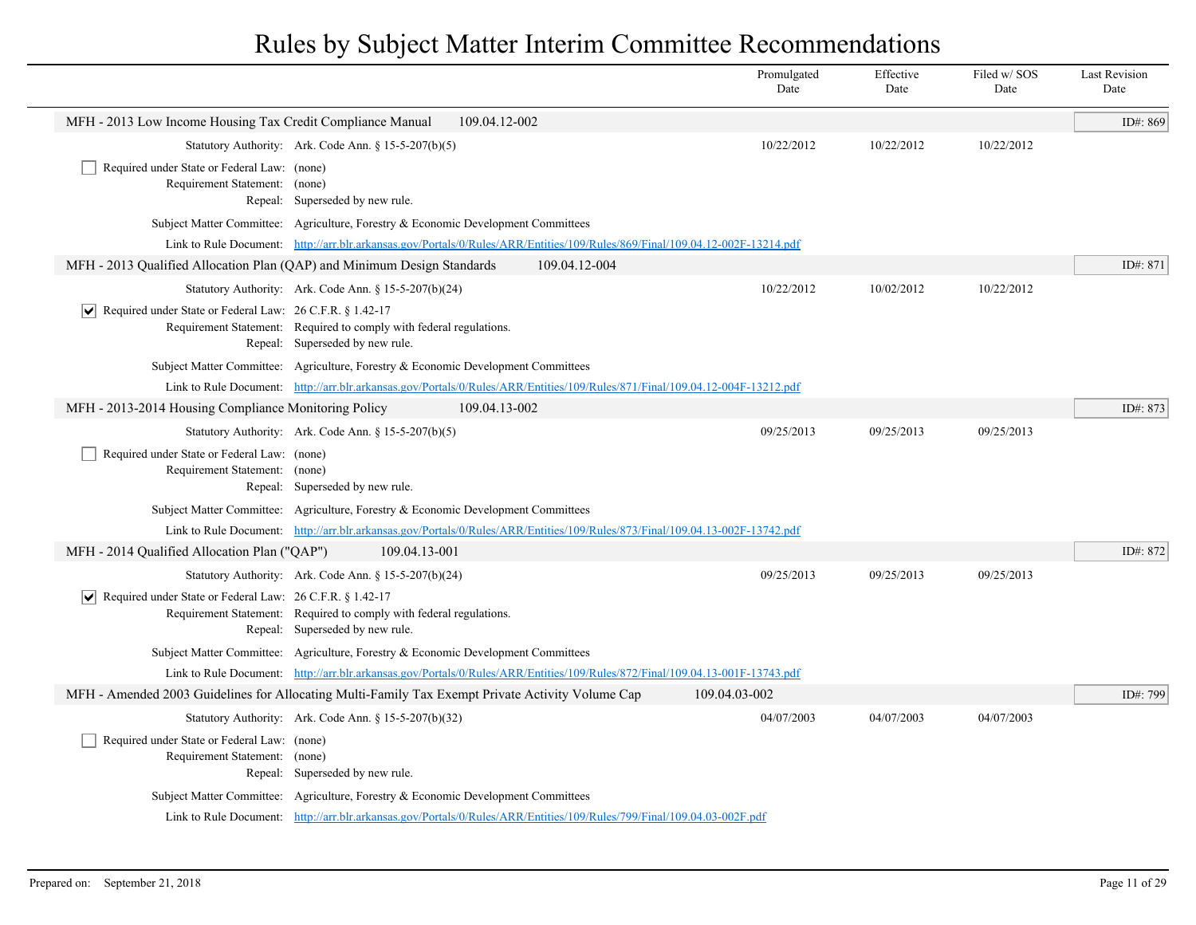# Rules by Subject Matter Interim Committee Recommendations

| | Promulgated Date | Effective Date | Filed w/ SOS Date | Last Revision Date |
|---|---|---|---|---|

## MFH - 2013 Low Income Housing Tax Credit Compliance Manual — 109.04.12-002 — ID#: 869

| | Promulgated Date | Effective Date | Filed w/ SOS Date | Last Revision Date |
|---|---|---|---|---|
| Statutory Authority: Ark. Code Ann. § 15-5-207(b)(5) | 10/22/2012 | 10/22/2012 | 10/22/2012 | |

- [ ] Required under State or Federal Law: (none)
- Requirement Statement: (none)
- Repeal: Superseded by new rule.
- Subject Matter Committee: Agriculture, Forestry & Economic Development Committees
- Link to Rule Document: http://arr.blr.arkansas.gov/Portals/0/Rules/ARR/Entities/109/Rules/869/Final/109.04.12-002F-13214.pdf

## MFH - 2013 Qualified Allocation Plan (QAP) and Minimum Design Standards — 109.04.12-004 — ID#: 871

| | Promulgated Date | Effective Date | Filed w/ SOS Date | Last Revision Date |
|---|---|---|---|---|
| Statutory Authority: Ark. Code Ann. § 15-5-207(b)(24) | 10/22/2012 | 10/02/2012 | 10/22/2012 | |

- [x] Required under State or Federal Law: 26 C.F.R. § 1.42-17
- Requirement Statement: Required to comply with federal regulations.
- Repeal: Superseded by new rule.
- Subject Matter Committee: Agriculture, Forestry & Economic Development Committees
- Link to Rule Document: http://arr.blr.arkansas.gov/Portals/0/Rules/ARR/Entities/109/Rules/871/Final/109.04.12-004F-13212.pdf

## MFH - 2013-2014 Housing Compliance Monitoring Policy — 109.04.13-002 — ID#: 873

| | Promulgated Date | Effective Date | Filed w/ SOS Date | Last Revision Date |
|---|---|---|---|---|
| Statutory Authority: Ark. Code Ann. § 15-5-207(b)(5) | 09/25/2013 | 09/25/2013 | 09/25/2013 | |

- [ ] Required under State or Federal Law: (none)
- Requirement Statement: (none)
- Repeal: Superseded by new rule.
- Subject Matter Committee: Agriculture, Forestry & Economic Development Committees
- Link to Rule Document: http://arr.blr.arkansas.gov/Portals/0/Rules/ARR/Entities/109/Rules/873/Final/109.04.13-002F-13742.pdf

## MFH - 2014 Qualified Allocation Plan ("QAP") — 109.04.13-001 — ID#: 872

| | Promulgated Date | Effective Date | Filed w/ SOS Date | Last Revision Date |
|---|---|---|---|---|
| Statutory Authority: Ark. Code Ann. § 15-5-207(b)(24) | 09/25/2013 | 09/25/2013 | 09/25/2013 | |

- [x] Required under State or Federal Law: 26 C.F.R. § 1.42-17
- Requirement Statement: Required to comply with federal regulations.
- Repeal: Superseded by new rule.
- Subject Matter Committee: Agriculture, Forestry & Economic Development Committees
- Link to Rule Document: http://arr.blr.arkansas.gov/Portals/0/Rules/ARR/Entities/109/Rules/872/Final/109.04.13-001F-13743.pdf

## MFH - Amended 2003 Guidelines for Allocating Multi-Family Tax Exempt Private Activity Volume Cap — 109.04.03-002 — ID#: 799

| | Promulgated Date | Effective Date | Filed w/ SOS Date | Last Revision Date |
|---|---|---|---|---|
| Statutory Authority: Ark. Code Ann. § 15-5-207(b)(32) | 04/07/2003 | 04/07/2003 | 04/07/2003 | |

- [ ] Required under State or Federal Law: (none)
- Requirement Statement: (none)
- Repeal: Superseded by new rule.
- Subject Matter Committee: Agriculture, Forestry & Economic Development Committees
- Link to Rule Document: http://arr.blr.arkansas.gov/Portals/0/Rules/ARR/Entities/109/Rules/799/Final/109.04.03-002F.pdf

Prepared on: September 21, 2018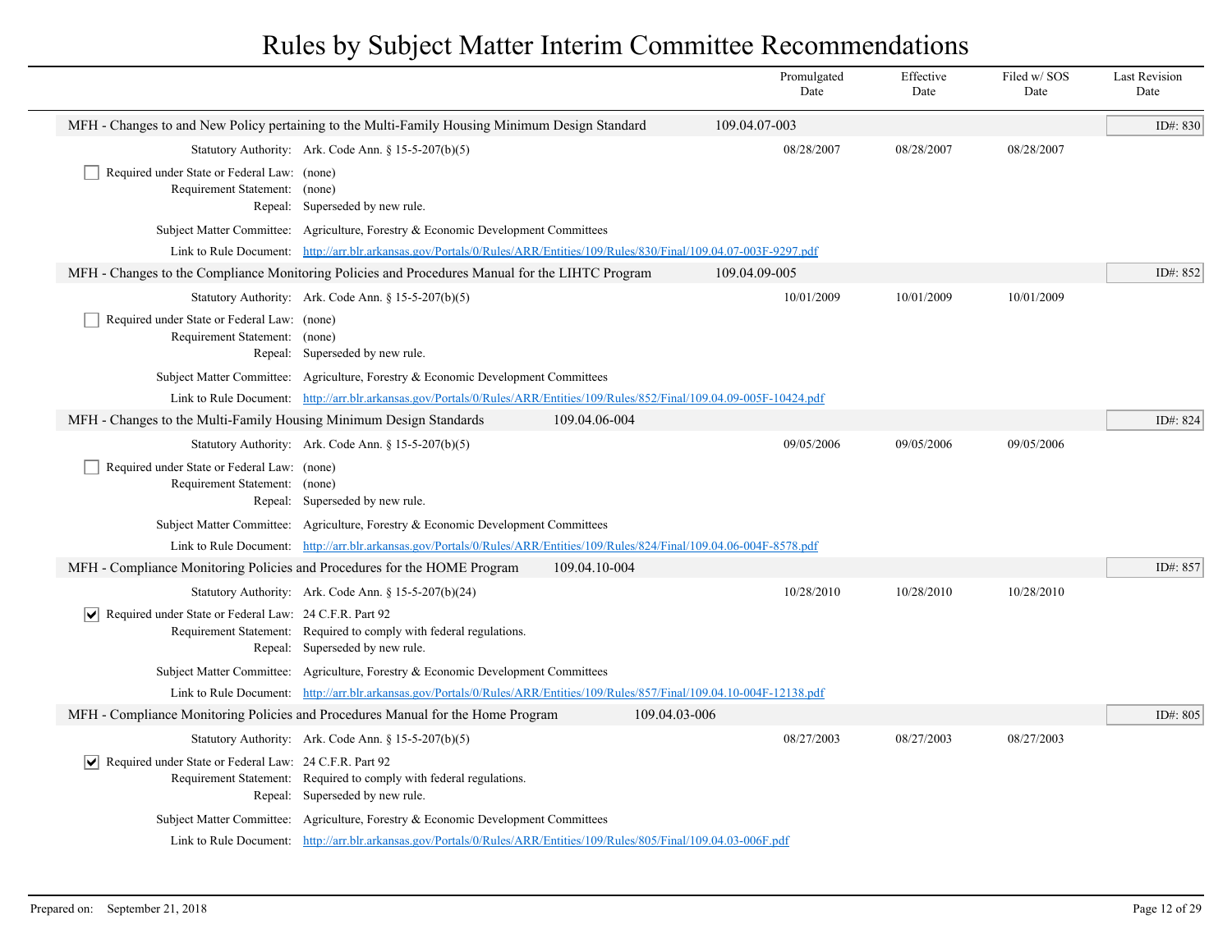# Rules by Subject Matter Interim Committee Recommendations

| | Promulgated Date | Effective Date | Filed w/ SOS Date | Last Revision Date |
|---|---|---|---|---|

**MFH - Changes to and New Policy pertaining to the Multi-Family Housing Minimum Design Standard** — 109.04.07-003 — ID#: 830

| | Promulgated Date | Effective Date | Filed w/ SOS Date | Last Revision Date |
|---|---|---|---|---|
| Statutory Authority: Ark. Code Ann. § 15-5-207(b)(5) | 08/28/2007 | 08/28/2007 | 08/28/2007 | |

- [ ] Required under State or Federal Law: (none)
- Requirement Statement: (none)
- Repeal: Superseded by new rule.
- Subject Matter Committee: Agriculture, Forestry & Economic Development Committees
- Link to Rule Document: http://arr.blr.arkansas.gov/Portals/0/Rules/ARR/Entities/109/Rules/830/Final/109.04.07-003F-9297.pdf

**MFH - Changes to the Compliance Monitoring Policies and Procedures Manual for the LIHTC Program** — 109.04.09-005 — ID#: 852

| | Promulgated Date | Effective Date | Filed w/ SOS Date | Last Revision Date |
|---|---|---|---|---|
| Statutory Authority: Ark. Code Ann. § 15-5-207(b)(5) | 10/01/2009 | 10/01/2009 | 10/01/2009 | |

- [ ] Required under State or Federal Law: (none)
- Requirement Statement: (none)
- Repeal: Superseded by new rule.
- Subject Matter Committee: Agriculture, Forestry & Economic Development Committees
- Link to Rule Document: http://arr.blr.arkansas.gov/Portals/0/Rules/ARR/Entities/109/Rules/852/Final/109.04.09-005F-10424.pdf

**MFH - Changes to the Multi-Family Housing Minimum Design Standards** — 109.04.06-004 — ID#: 824

| | Promulgated Date | Effective Date | Filed w/ SOS Date | Last Revision Date |
|---|---|---|---|---|
| Statutory Authority: Ark. Code Ann. § 15-5-207(b)(5) | 09/05/2006 | 09/05/2006 | 09/05/2006 | |

- [ ] Required under State or Federal Law: (none)
- Requirement Statement: (none)
- Repeal: Superseded by new rule.
- Subject Matter Committee: Agriculture, Forestry & Economic Development Committees
- Link to Rule Document: http://arr.blr.arkansas.gov/Portals/0/Rules/ARR/Entities/109/Rules/824/Final/109.04.06-004F-8578.pdf

**MFH - Compliance Monitoring Policies and Procedures for the HOME Program** — 109.04.10-004 — ID#: 857

| | Promulgated Date | Effective Date | Filed w/ SOS Date | Last Revision Date |
|---|---|---|---|---|
| Statutory Authority: Ark. Code Ann. § 15-5-207(b)(24) | 10/28/2010 | 10/28/2010 | 10/28/2010 | |

- [x] Required under State or Federal Law: 24 C.F.R. Part 92
- Requirement Statement: Required to comply with federal regulations.
- Repeal: Superseded by new rule.
- Subject Matter Committee: Agriculture, Forestry & Economic Development Committees
- Link to Rule Document: http://arr.blr.arkansas.gov/Portals/0/Rules/ARR/Entities/109/Rules/857/Final/109.04.10-004F-12138.pdf

**MFH - Compliance Monitoring Policies and Procedures Manual for the Home Program** — 109.04.03-006 — ID#: 805

| | Promulgated Date | Effective Date | Filed w/ SOS Date | Last Revision Date |
|---|---|---|---|---|
| Statutory Authority: Ark. Code Ann. § 15-5-207(b)(5) | 08/27/2003 | 08/27/2003 | 08/27/2003 | |

- [x] Required under State or Federal Law: 24 C.F.R. Part 92
- Requirement Statement: Required to comply with federal regulations.
- Repeal: Superseded by new rule.
- Subject Matter Committee: Agriculture, Forestry & Economic Development Committees
- Link to Rule Document: http://arr.blr.arkansas.gov/Portals/0/Rules/ARR/Entities/109/Rules/805/Final/109.04.03-006F.pdf

Prepared on: September 21, 2018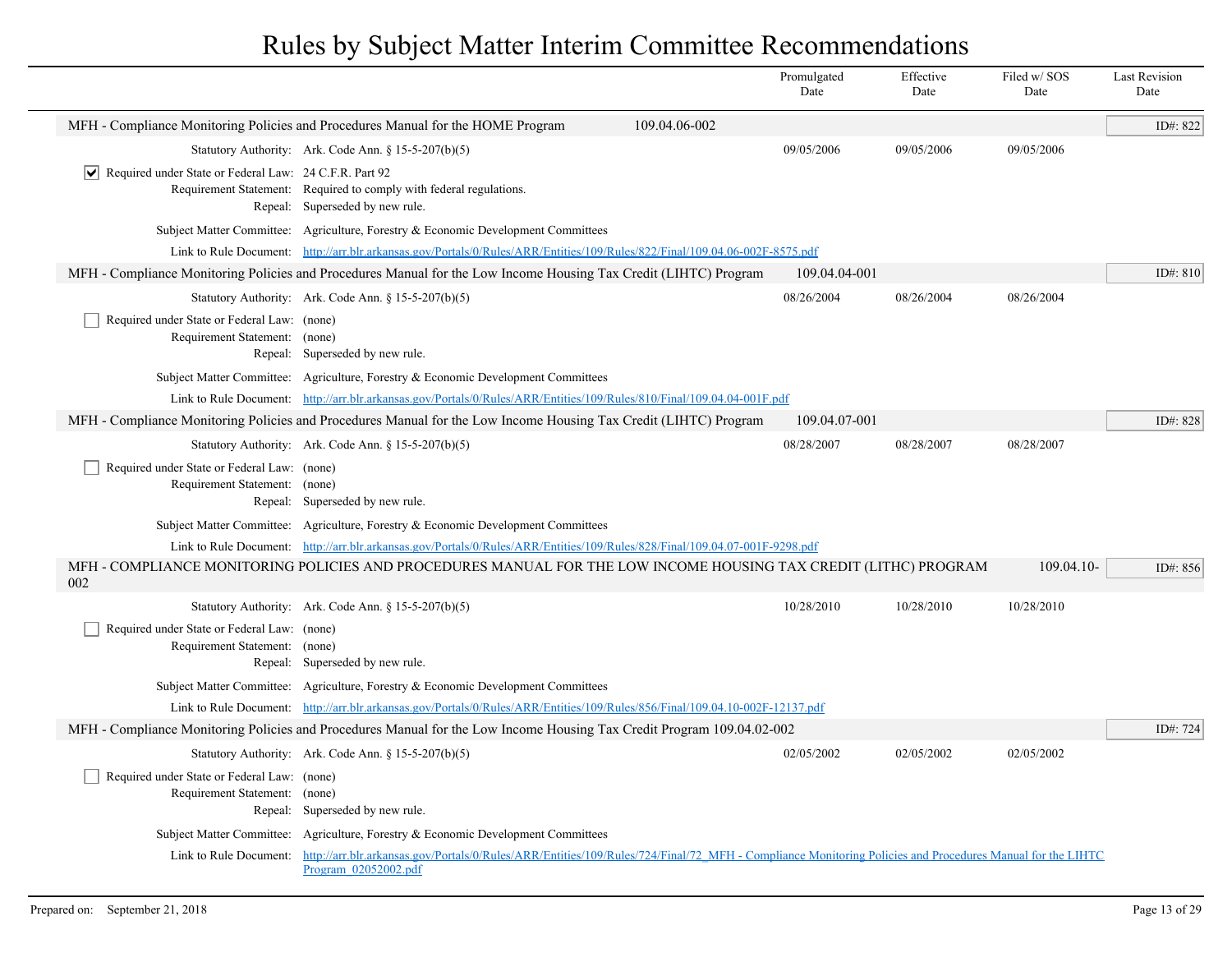# Rules by Subject Matter Interim Committee Recommendations

| | Promulgated Date | Effective Date | Filed w/ SOS Date | Last Revision Date |
|---|---|---|---|---|

## MFH - Compliance Monitoring Policies and Procedures Manual for the HOME Program 109.04.06-002

ID#: 822

| | Promulgated Date | Effective Date | Filed w/ SOS Date | Last Revision Date |
|---|---|---|---|---|
| Statutory Authority: Ark. Code Ann. § 15-5-207(b)(5) | 09/05/2006 | 09/05/2006 | 09/05/2006 | |

- [x] Required under State or Federal Law: 24 C.F.R. Part 92

Requirement Statement: Required to comply with federal regulations.

Repeal: Superseded by new rule.

Subject Matter Committee: Agriculture, Forestry & Economic Development Committees

Link to Rule Document: http://arr.blr.arkansas.gov/Portals/0/Rules/ARR/Entities/109/Rules/822/Final/109.04.06-002F-8575.pdf

## MFH - Compliance Monitoring Policies and Procedures Manual for the Low Income Housing Tax Credit (LIHTC) Program 109.04.04-001

ID#: 810

| | Promulgated Date | Effective Date | Filed w/ SOS Date | Last Revision Date |
|---|---|---|---|---|
| Statutory Authority: Ark. Code Ann. § 15-5-207(b)(5) | 08/26/2004 | 08/26/2004 | 08/26/2004 | |

- [ ] Required under State or Federal Law: (none)

Requirement Statement: (none)

Repeal: Superseded by new rule.

Subject Matter Committee: Agriculture, Forestry & Economic Development Committees

Link to Rule Document: http://arr.blr.arkansas.gov/Portals/0/Rules/ARR/Entities/109/Rules/810/Final/109.04.04-001F.pdf

## MFH - Compliance Monitoring Policies and Procedures Manual for the Low Income Housing Tax Credit (LIHTC) Program 109.04.07-001

ID#: 828

| | Promulgated Date | Effective Date | Filed w/ SOS Date | Last Revision Date |
|---|---|---|---|---|
| Statutory Authority: Ark. Code Ann. § 15-5-207(b)(5) | 08/28/2007 | 08/28/2007 | 08/28/2007 | |

- [ ] Required under State or Federal Law: (none)

Requirement Statement: (none)

Repeal: Superseded by new rule.

Subject Matter Committee: Agriculture, Forestry & Economic Development Committees

Link to Rule Document: http://arr.blr.arkansas.gov/Portals/0/Rules/ARR/Entities/109/Rules/828/Final/109.04.07-001F-9298.pdf

## MFH - COMPLIANCE MONITORING POLICIES AND PROCEDURES MANUAL FOR THE LOW INCOME HOUSING TAX CREDIT (LITHC) PROGRAM 109.04.10-002

ID#: 856

| | Promulgated Date | Effective Date | Filed w/ SOS Date | Last Revision Date |
|---|---|---|---|---|
| Statutory Authority: Ark. Code Ann. § 15-5-207(b)(5) | 10/28/2010 | 10/28/2010 | 10/28/2010 | |

- [ ] Required under State or Federal Law: (none)

Requirement Statement: (none)

Repeal: Superseded by new rule.

Subject Matter Committee: Agriculture, Forestry & Economic Development Committees

Link to Rule Document: http://arr.blr.arkansas.gov/Portals/0/Rules/ARR/Entities/109/Rules/856/Final/109.04.10-002F-12137.pdf

## MFH - Compliance Monitoring Policies and Procedures Manual for the Low Income Housing Tax Credit Program 109.04.02-002

ID#: 724

| | Promulgated Date | Effective Date | Filed w/ SOS Date | Last Revision Date |
|---|---|---|---|---|
| Statutory Authority: Ark. Code Ann. § 15-5-207(b)(5) | 02/05/2002 | 02/05/2002 | 02/05/2002 | |

- [ ] Required under State or Federal Law: (none)

Requirement Statement: (none)

Repeal: Superseded by new rule.

Subject Matter Committee: Agriculture, Forestry & Economic Development Committees

Link to Rule Document: http://arr.blr.arkansas.gov/Portals/0/Rules/ARR/Entities/109/Rules/724/Final/72_MFH - Compliance Monitoring Policies and Procedures Manual for the LIHTC Program_02052002.pdf

Prepared on: September 21, 2018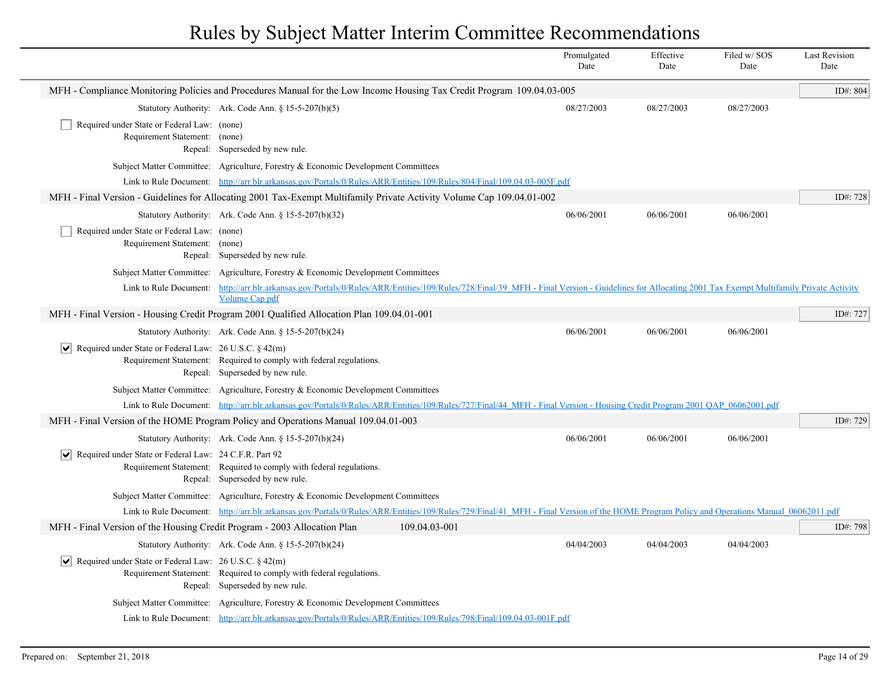# Rules by Subject Matter Interim Committee Recommendations

| | Promulgated Date | Effective Date | Filed w/ SOS Date | Last Revision Date |
|---|---|---|---|---|

### MFH - Compliance Monitoring Policies and Procedures Manual for the Low Income Housing Tax Credit Program 109.04.03-005

ID#: 804

| | | Promulgated Date | Effective Date | Filed w/ SOS Date | Last Revision Date |
|---|---|---|---|---|---|
| Statutory Authority: | Ark. Code Ann. § 15-5-207(b)(5) | 08/27/2003 | 08/27/2003 | 08/27/2003 | |

- [ ] Required under State or Federal Law: (none)

Requirement Statement: (none)

Repeal: Superseded by new rule.

Subject Matter Committee: Agriculture, Forestry & Economic Development Committees

Link to Rule Document: http://arr.blr.arkansas.gov/Portals/0/Rules/ARR/Entities/109/Rules/804/Final/109.04.03-005F.pdf

### MFH - Final Version - Guidelines for Allocating 2001 Tax-Exempt Multifamily Private Activity Volume Cap 109.04.01-002

ID#: 728

| | | Promulgated Date | Effective Date | Filed w/ SOS Date | Last Revision Date |
|---|---|---|---|---|---|
| Statutory Authority: | Ark. Code Ann. § 15-5-207(b)(32) | 06/06/2001 | 06/06/2001 | 06/06/2001 | |

- [ ] Required under State or Federal Law: (none)

Requirement Statement: (none)

Repeal: Superseded by new rule.

Subject Matter Committee: Agriculture, Forestry & Economic Development Committees

Link to Rule Document: http://arr.blr.arkansas.gov/Portals/0/Rules/ARR/Entities/109/Rules/728/Final/39_MFH - Final Version - Guidelines for Allocating 2001 Tax Exempt Multifamily Private Activity Volume Cap.pdf

### MFH - Final Version - Housing Credit Program 2001 Qualified Allocation Plan 109.04.01-001

ID#: 727

| | | Promulgated Date | Effective Date | Filed w/ SOS Date | Last Revision Date |
|---|---|---|---|---|---|
| Statutory Authority: | Ark. Code Ann. § 15-5-207(b)(24) | 06/06/2001 | 06/06/2001 | 06/06/2001 | |

- [x] Required under State or Federal Law: 26 U.S.C. § 42(m)

Requirement Statement: Required to comply with federal regulations.

Repeal: Superseded by new rule.

Subject Matter Committee: Agriculture, Forestry & Economic Development Committees

Link to Rule Document: http://arr.blr.arkansas.gov/Portals/0/Rules/ARR/Entities/109/Rules/727/Final/44_MFH - Final Version - Housing Credit Program 2001 QAP_06062001.pdf

### MFH - Final Version of the HOME Program Policy and Operations Manual 109.04.01-003

ID#: 729

| | | Promulgated Date | Effective Date | Filed w/ SOS Date | Last Revision Date |
|---|---|---|---|---|---|
| Statutory Authority: | Ark. Code Ann. § 15-5-207(b)(24) | 06/06/2001 | 06/06/2001 | 06/06/2001 | |

- [x] Required under State or Federal Law: 24 C.F.R. Part 92

Requirement Statement: Required to comply with federal regulations.

Repeal: Superseded by new rule.

Subject Matter Committee: Agriculture, Forestry & Economic Development Committees

Link to Rule Document: http://arr.blr.arkansas.gov/Portals/0/Rules/ARR/Entities/109/Rules/729/Final/41_MFH - Final Version of the HOME Program Policy and Operations Manual_06062011.pdf

### MFH - Final Version of the Housing Credit Program - 2003 Allocation Plan 109.04.03-001

ID#: 798

| | | Promulgated Date | Effective Date | Filed w/ SOS Date | Last Revision Date |
|---|---|---|---|---|---|
| Statutory Authority: | Ark. Code Ann. § 15-5-207(b)(24) | 04/04/2003 | 04/04/2003 | 04/04/2003 | |

- [x] Required under State or Federal Law: 26 U.S.C. § 42(m)

Requirement Statement: Required to comply with federal regulations.

Repeal: Superseded by new rule.

Subject Matter Committee: Agriculture, Forestry & Economic Development Committees

Link to Rule Document: http://arr.blr.arkansas.gov/Portals/0/Rules/ARR/Entities/109/Rules/798/Final/109.04.03-001F.pdf

Prepared on: September 21, 2018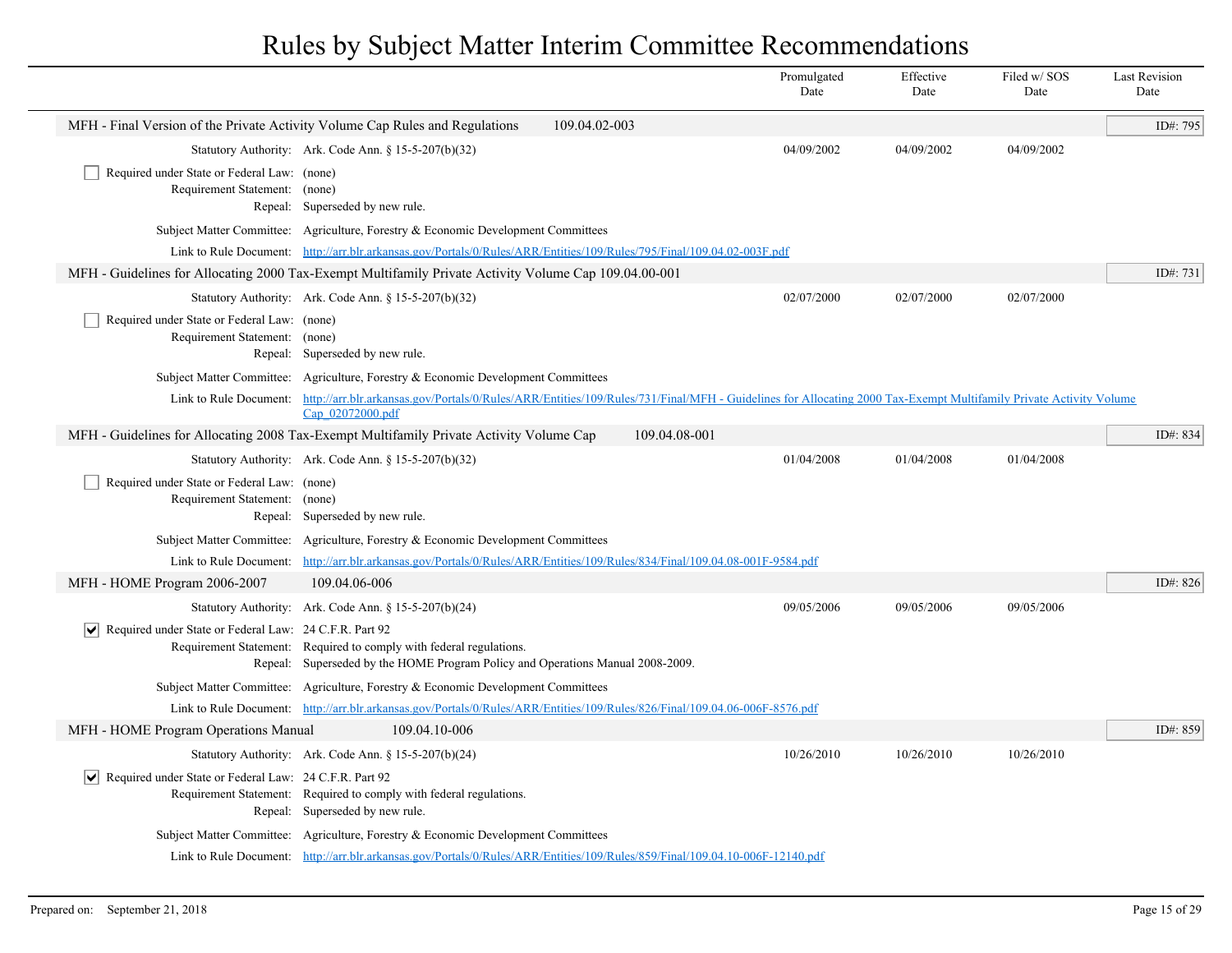# Rules by Subject Matter Interim Committee Recommendations

| | Promulgated Date | Effective Date | Filed w/ SOS Date | Last Revision Date |
|---|---|---|---|---|

## MFH - Final Version of the Private Activity Volume Cap Rules and Regulations 109.04.02-003

ID#: 795

| | | Promulgated Date | Effective Date | Filed w/ SOS Date | Last Revision Date |
|---|---|---|---|---|---|
| Statutory Authority: | Ark. Code Ann. § 15-5-207(b)(32) | 04/09/2002 | 04/09/2002 | 04/09/2002 | |

- [ ] Required under State or Federal Law: (none)

Requirement Statement: (none)

Repeal: Superseded by new rule.

Subject Matter Committee: Agriculture, Forestry & Economic Development Committees

Link to Rule Document: http://arr.blr.arkansas.gov/Portals/0/Rules/ARR/Entities/109/Rules/795/Final/109.04.02-003F.pdf

## MFH - Guidelines for Allocating 2000 Tax-Exempt Multifamily Private Activity Volume Cap 109.04.00-001

ID#: 731

| | | Promulgated Date | Effective Date | Filed w/ SOS Date | Last Revision Date |
|---|---|---|---|---|---|
| Statutory Authority: | Ark. Code Ann. § 15-5-207(b)(32) | 02/07/2000 | 02/07/2000 | 02/07/2000 | |

- [ ] Required under State or Federal Law: (none)

Requirement Statement: (none)

Repeal: Superseded by new rule.

Subject Matter Committee: Agriculture, Forestry & Economic Development Committees

Link to Rule Document: http://arr.blr.arkansas.gov/Portals/0/Rules/ARR/Entities/109/Rules/731/Final/MFH - Guidelines for Allocating 2000 Tax-Exempt Multifamily Private Activity Volume Cap_02072000.pdf

## MFH - Guidelines for Allocating 2008 Tax-Exempt Multifamily Private Activity Volume Cap 109.04.08-001

ID#: 834

| | | Promulgated Date | Effective Date | Filed w/ SOS Date | Last Revision Date |
|---|---|---|---|---|---|
| Statutory Authority: | Ark. Code Ann. § 15-5-207(b)(32) | 01/04/2008 | 01/04/2008 | 01/04/2008 | |

- [ ] Required under State or Federal Law: (none)

Requirement Statement: (none)

Repeal: Superseded by new rule.

Subject Matter Committee: Agriculture, Forestry & Economic Development Committees

Link to Rule Document: http://arr.blr.arkansas.gov/Portals/0/Rules/ARR/Entities/109/Rules/834/Final/109.04.08-001F-9584.pdf

## MFH - HOME Program 2006-2007 109.04.06-006

ID#: 826

| | | Promulgated Date | Effective Date | Filed w/ SOS Date | Last Revision Date |
|---|---|---|---|---|---|
| Statutory Authority: | Ark. Code Ann. § 15-5-207(b)(24) | 09/05/2006 | 09/05/2006 | 09/05/2006 | |

- [x] Required under State or Federal Law: 24 C.F.R. Part 92

Requirement Statement: Required to comply with federal regulations.

Repeal: Superseded by the HOME Program Policy and Operations Manual 2008-2009.

Subject Matter Committee: Agriculture, Forestry & Economic Development Committees

Link to Rule Document: http://arr.blr.arkansas.gov/Portals/0/Rules/ARR/Entities/109/Rules/826/Final/109.04.06-006F-8576.pdf

## MFH - HOME Program Operations Manual 109.04.10-006

ID#: 859

| | | Promulgated Date | Effective Date | Filed w/ SOS Date | Last Revision Date |
|---|---|---|---|---|---|
| Statutory Authority: | Ark. Code Ann. § 15-5-207(b)(24) | 10/26/2010 | 10/26/2010 | 10/26/2010 | |

- [x] Required under State or Federal Law: 24 C.F.R. Part 92

Requirement Statement: Required to comply with federal regulations.

Repeal: Superseded by new rule.

Subject Matter Committee: Agriculture, Forestry & Economic Development Committees

Link to Rule Document: http://arr.blr.arkansas.gov/Portals/0/Rules/ARR/Entities/109/Rules/859/Final/109.04.10-006F-12140.pdf

Prepared on: September 21, 2018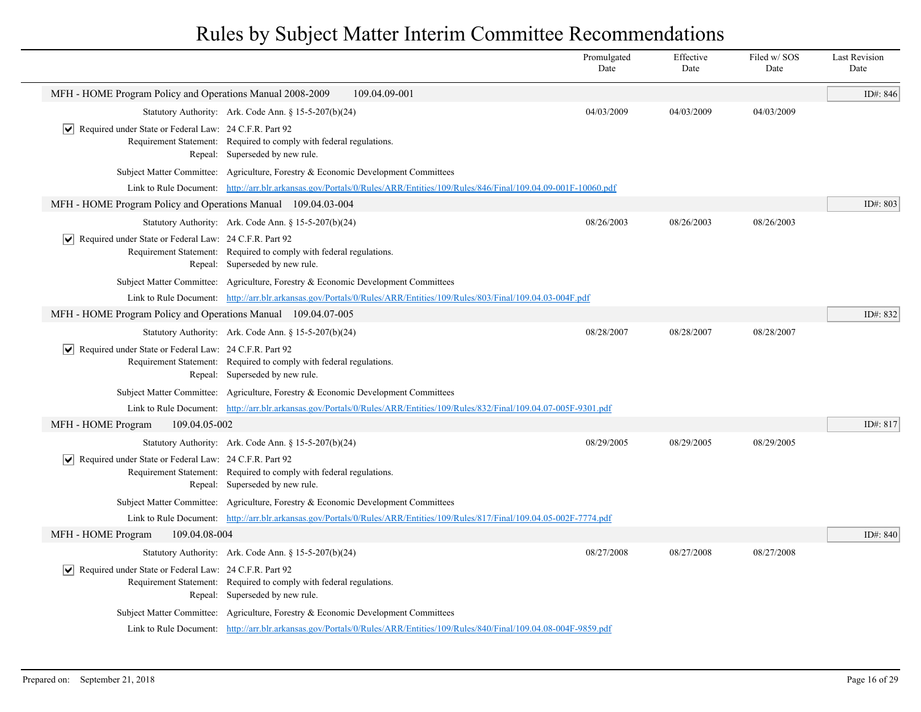# Rules by Subject Matter Interim Committee Recommendations

| | Promulgated Date | Effective Date | Filed w/ SOS Date | Last Revision Date |
|---|---|---|---|---|

## MFH - HOME Program Policy and Operations Manual 2008-2009 109.04.09-001

ID#: 846

| | Promulgated Date | Effective Date | Filed w/ SOS Date | Last Revision Date |
|---|---|---|---|---|
| Statutory Authority: Ark. Code Ann. § 15-5-207(b)(24) | 04/03/2009 | 04/03/2009 | 04/03/2009 | |

- [x] Required under State or Federal Law: 24 C.F.R. Part 92

Requirement Statement: Required to comply with federal regulations.

Repeal: Superseded by new rule.

Subject Matter Committee: Agriculture, Forestry & Economic Development Committees

Link to Rule Document: http://arr.blr.arkansas.gov/Portals/0/Rules/ARR/Entities/109/Rules/846/Final/109.04.09-001F-10060.pdf

## MFH - HOME Program Policy and Operations Manual 109.04.03-004

ID#: 803

| | Promulgated Date | Effective Date | Filed w/ SOS Date | Last Revision Date |
|---|---|---|---|---|
| Statutory Authority: Ark. Code Ann. § 15-5-207(b)(24) | 08/26/2003 | 08/26/2003 | 08/26/2003 | |

- [x] Required under State or Federal Law: 24 C.F.R. Part 92

Requirement Statement: Required to comply with federal regulations.

Repeal: Superseded by new rule.

Subject Matter Committee: Agriculture, Forestry & Economic Development Committees

Link to Rule Document: http://arr.blr.arkansas.gov/Portals/0/Rules/ARR/Entities/109/Rules/803/Final/109.04.03-004F.pdf

## MFH - HOME Program Policy and Operations Manual 109.04.07-005

ID#: 832

| | Promulgated Date | Effective Date | Filed w/ SOS Date | Last Revision Date |
|---|---|---|---|---|
| Statutory Authority: Ark. Code Ann. § 15-5-207(b)(24) | 08/28/2007 | 08/28/2007 | 08/28/2007 | |

- [x] Required under State or Federal Law: 24 C.F.R. Part 92

Requirement Statement: Required to comply with federal regulations.

Repeal: Superseded by new rule.

Subject Matter Committee: Agriculture, Forestry & Economic Development Committees

Link to Rule Document: http://arr.blr.arkansas.gov/Portals/0/Rules/ARR/Entities/109/Rules/832/Final/109.04.07-005F-9301.pdf

## MFH - HOME Program 109.04.05-002

ID#: 817

| | Promulgated Date | Effective Date | Filed w/ SOS Date | Last Revision Date |
|---|---|---|---|---|
| Statutory Authority: Ark. Code Ann. § 15-5-207(b)(24) | 08/29/2005 | 08/29/2005 | 08/29/2005 | |

- [x] Required under State or Federal Law: 24 C.F.R. Part 92

Requirement Statement: Required to comply with federal regulations.

Repeal: Superseded by new rule.

Subject Matter Committee: Agriculture, Forestry & Economic Development Committees

Link to Rule Document: http://arr.blr.arkansas.gov/Portals/0/Rules/ARR/Entities/109/Rules/817/Final/109.04.05-002F-7774.pdf

## MFH - HOME Program 109.04.08-004

ID#: 840

| | Promulgated Date | Effective Date | Filed w/ SOS Date | Last Revision Date |
|---|---|---|---|---|
| Statutory Authority: Ark. Code Ann. § 15-5-207(b)(24) | 08/27/2008 | 08/27/2008 | 08/27/2008 | |

- [x] Required under State or Federal Law: 24 C.F.R. Part 92

Requirement Statement: Required to comply with federal regulations.

Repeal: Superseded by new rule.

Subject Matter Committee: Agriculture, Forestry & Economic Development Committees

Link to Rule Document: http://arr.blr.arkansas.gov/Portals/0/Rules/ARR/Entities/109/Rules/840/Final/109.04.08-004F-9859.pdf

Prepared on: September 21, 2018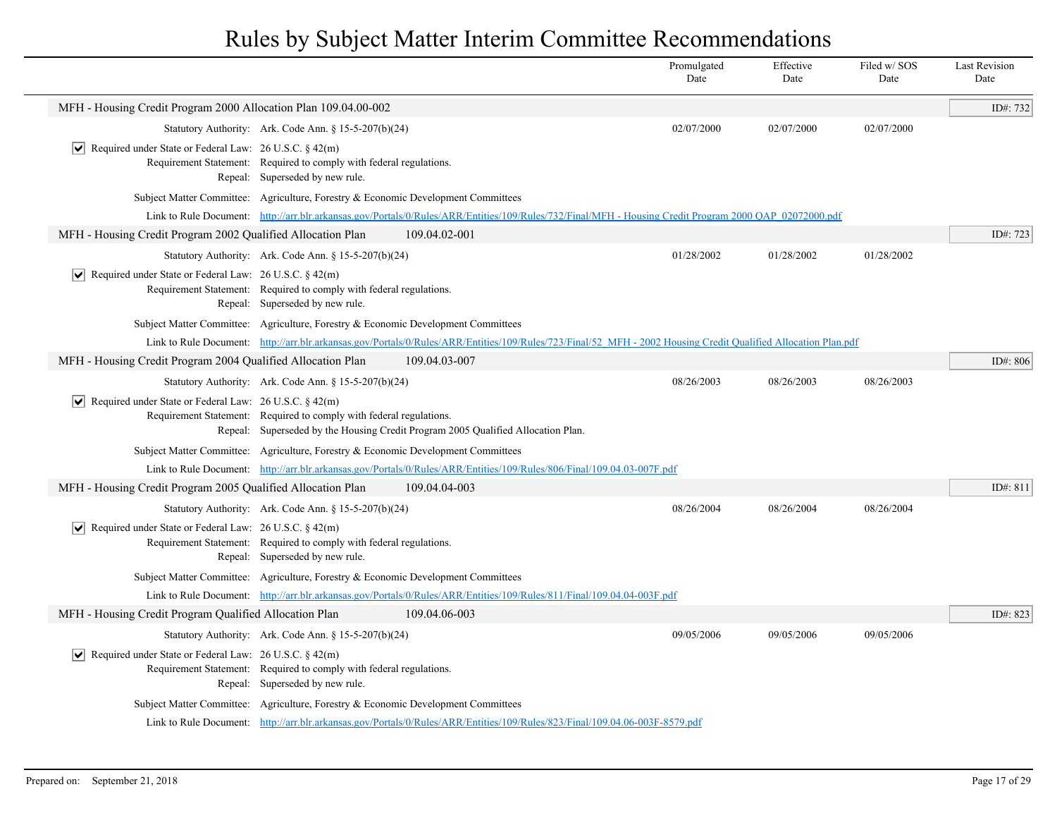# Rules by Subject Matter Interim Committee Recommendations

| | Promulgated Date | Effective Date | Filed w/ SOS Date | Last Revision Date |
|---|---|---|---|---|

## MFH - Housing Credit Program 2000 Allocation Plan 109.04.00-002

ID#: 732

Statutory Authority: Ark. Code Ann. § 15-5-207(b)(24) — Promulgated Date: 02/07/2000 | Effective Date: 02/07/2000 | Filed w/ SOS Date: 02/07/2000

☑ Required under State or Federal Law: 26 U.S.C. § 42(m)

Requirement Statement: Required to comply with federal regulations.

Repeal: Superseded by new rule.

Subject Matter Committee: Agriculture, Forestry & Economic Development Committees

Link to Rule Document: http://arr.blr.arkansas.gov/Portals/0/Rules/ARR/Entities/109/Rules/732/Final/MFH - Housing Credit Program 2000 QAP_02072000.pdf

## MFH - Housing Credit Program 2002 Qualified Allocation Plan 109.04.02-001

ID#: 723

Statutory Authority: Ark. Code Ann. § 15-5-207(b)(24) — Promulgated Date: 01/28/2002 | Effective Date: 01/28/2002 | Filed w/ SOS Date: 01/28/2002

☑ Required under State or Federal Law: 26 U.S.C. § 42(m)

Requirement Statement: Required to comply with federal regulations.

Repeal: Superseded by new rule.

Subject Matter Committee: Agriculture, Forestry & Economic Development Committees

Link to Rule Document: http://arr.blr.arkansas.gov/Portals/0/Rules/ARR/Entities/109/Rules/723/Final/52_MFH - 2002 Housing Credit Qualified Allocation Plan.pdf

## MFH - Housing Credit Program 2004 Qualified Allocation Plan 109.04.03-007

ID#: 806

Statutory Authority: Ark. Code Ann. § 15-5-207(b)(24) — Promulgated Date: 08/26/2003 | Effective Date: 08/26/2003 | Filed w/ SOS Date: 08/26/2003

☑ Required under State or Federal Law: 26 U.S.C. § 42(m)

Requirement Statement: Required to comply with federal regulations.

Repeal: Superseded by the Housing Credit Program 2005 Qualified Allocation Plan.

Subject Matter Committee: Agriculture, Forestry & Economic Development Committees

Link to Rule Document: http://arr.blr.arkansas.gov/Portals/0/Rules/ARR/Entities/109/Rules/806/Final/109.04.03-007F.pdf

## MFH - Housing Credit Program 2005 Qualified Allocation Plan 109.04.04-003

ID#: 811

Statutory Authority: Ark. Code Ann. § 15-5-207(b)(24) — Promulgated Date: 08/26/2004 | Effective Date: 08/26/2004 | Filed w/ SOS Date: 08/26/2004

☑ Required under State or Federal Law: 26 U.S.C. § 42(m)

Requirement Statement: Required to comply with federal regulations.

Repeal: Superseded by new rule.

Subject Matter Committee: Agriculture, Forestry & Economic Development Committees

Link to Rule Document: http://arr.blr.arkansas.gov/Portals/0/Rules/ARR/Entities/109/Rules/811/Final/109.04.04-003F.pdf

## MFH - Housing Credit Program Qualified Allocation Plan 109.04.06-003

ID#: 823

Statutory Authority: Ark. Code Ann. § 15-5-207(b)(24) — Promulgated Date: 09/05/2006 | Effective Date: 09/05/2006 | Filed w/ SOS Date: 09/05/2006

☑ Required under State or Federal Law: 26 U.S.C. § 42(m)

Requirement Statement: Required to comply with federal regulations.

Repeal: Superseded by new rule.

Subject Matter Committee: Agriculture, Forestry & Economic Development Committees

Link to Rule Document: http://arr.blr.arkansas.gov/Portals/0/Rules/ARR/Entities/109/Rules/823/Final/109.04.06-003F-8579.pdf

Prepared on: September 21, 2018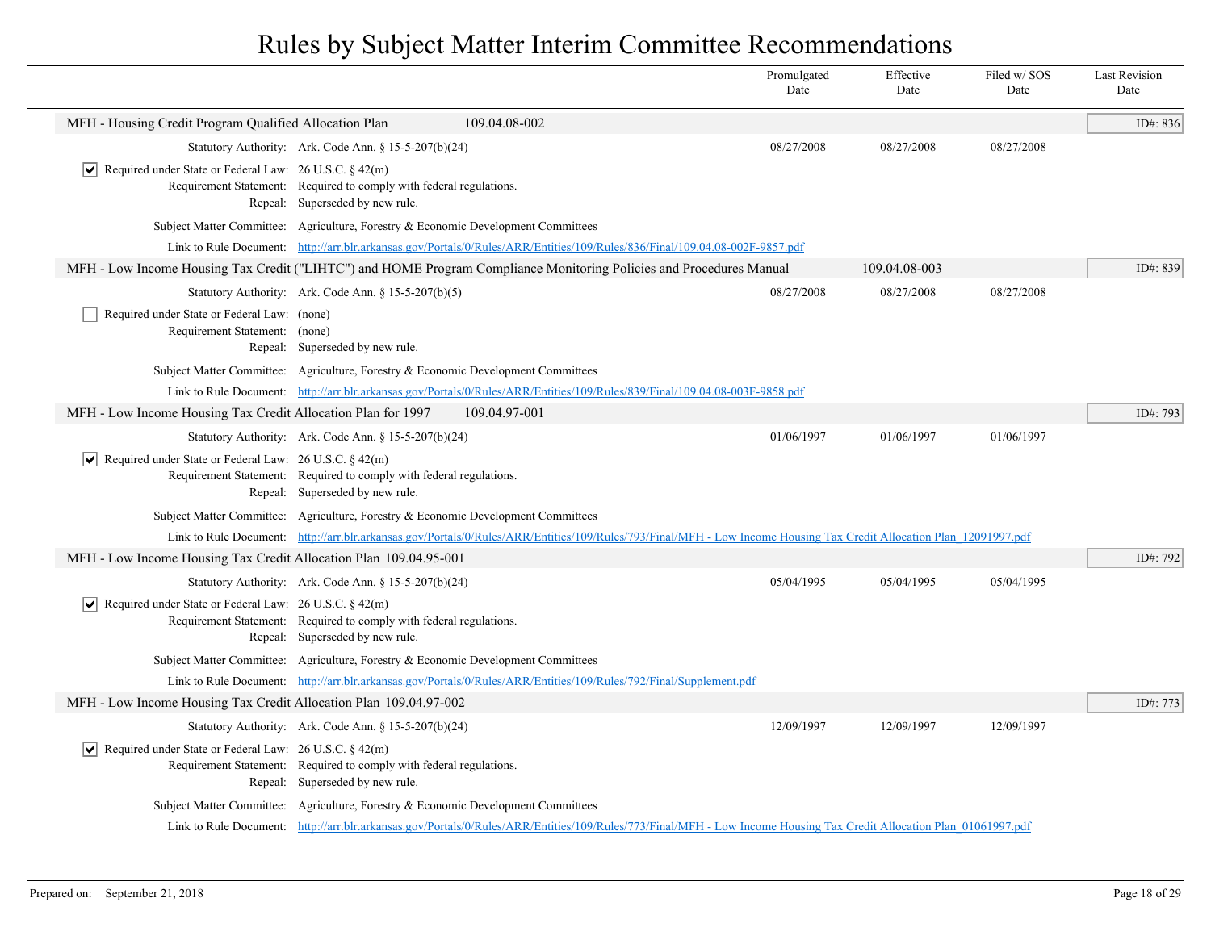# Rules by Subject Matter Interim Committee Recommendations

| | Promulgated Date | Effective Date | Filed w/ SOS Date | Last Revision Date |
|---|---|---|---|---|

## MFH - Housing Credit Program Qualified Allocation Plan 109.04.08-002

ID#: 836

- Statutory Authority: Ark. Code Ann. § 15-5-207(b)(24)
- Promulgated Date: 08/27/2008 — Effective Date: 08/27/2008 — Filed w/ SOS Date: 08/27/2008
- [x] Required under State or Federal Law: 26 U.S.C. § 42(m)
- Requirement Statement: Required to comply with federal regulations.
- Repeal: Superseded by new rule.
- Subject Matter Committee: Agriculture, Forestry & Economic Development Committees
- Link to Rule Document: http://arr.blr.arkansas.gov/Portals/0/Rules/ARR/Entities/109/Rules/836/Final/109.04.08-002F-9857.pdf

## MFH - Low Income Housing Tax Credit ("LIHTC") and HOME Program Compliance Monitoring Policies and Procedures Manual 109.04.08-003

ID#: 839

- Statutory Authority: Ark. Code Ann. § 15-5-207(b)(5)
- Promulgated Date: 08/27/2008 — Effective Date: 08/27/2008 — Filed w/ SOS Date: 08/27/2008
- [ ] Required under State or Federal Law: (none)
- Requirement Statement: (none)
- Repeal: Superseded by new rule.
- Subject Matter Committee: Agriculture, Forestry & Economic Development Committees
- Link to Rule Document: http://arr.blr.arkansas.gov/Portals/0/Rules/ARR/Entities/109/Rules/839/Final/109.04.08-003F-9858.pdf

## MFH - Low Income Housing Tax Credit Allocation Plan for 1997 109.04.97-001

ID#: 793

- Statutory Authority: Ark. Code Ann. § 15-5-207(b)(24)
- Promulgated Date: 01/06/1997 — Effective Date: 01/06/1997 — Filed w/ SOS Date: 01/06/1997
- [x] Required under State or Federal Law: 26 U.S.C. § 42(m)
- Requirement Statement: Required to comply with federal regulations.
- Repeal: Superseded by new rule.
- Subject Matter Committee: Agriculture, Forestry & Economic Development Committees
- Link to Rule Document: http://arr.blr.arkansas.gov/Portals/0/Rules/ARR/Entities/109/Rules/793/Final/MFH - Low Income Housing Tax Credit Allocation Plan_12091997.pdf

## MFH - Low Income Housing Tax Credit Allocation Plan 109.04.95-001

ID#: 792

- Statutory Authority: Ark. Code Ann. § 15-5-207(b)(24)
- Promulgated Date: 05/04/1995 — Effective Date: 05/04/1995 — Filed w/ SOS Date: 05/04/1995
- [x] Required under State or Federal Law: 26 U.S.C. § 42(m)
- Requirement Statement: Required to comply with federal regulations.
- Repeal: Superseded by new rule.
- Subject Matter Committee: Agriculture, Forestry & Economic Development Committees
- Link to Rule Document: http://arr.blr.arkansas.gov/Portals/0/Rules/ARR/Entities/109/Rules/792/Final/Supplement.pdf

## MFH - Low Income Housing Tax Credit Allocation Plan 109.04.97-002

ID#: 773

- Statutory Authority: Ark. Code Ann. § 15-5-207(b)(24)
- Promulgated Date: 12/09/1997 — Effective Date: 12/09/1997 — Filed w/ SOS Date: 12/09/1997
- [x] Required under State or Federal Law: 26 U.S.C. § 42(m)
- Requirement Statement: Required to comply with federal regulations.
- Repeal: Superseded by new rule.
- Subject Matter Committee: Agriculture, Forestry & Economic Development Committees
- Link to Rule Document: http://arr.blr.arkansas.gov/Portals/0/Rules/ARR/Entities/109/Rules/773/Final/MFH - Low Income Housing Tax Credit Allocation Plan_01061997.pdf

Prepared on: September 21, 2018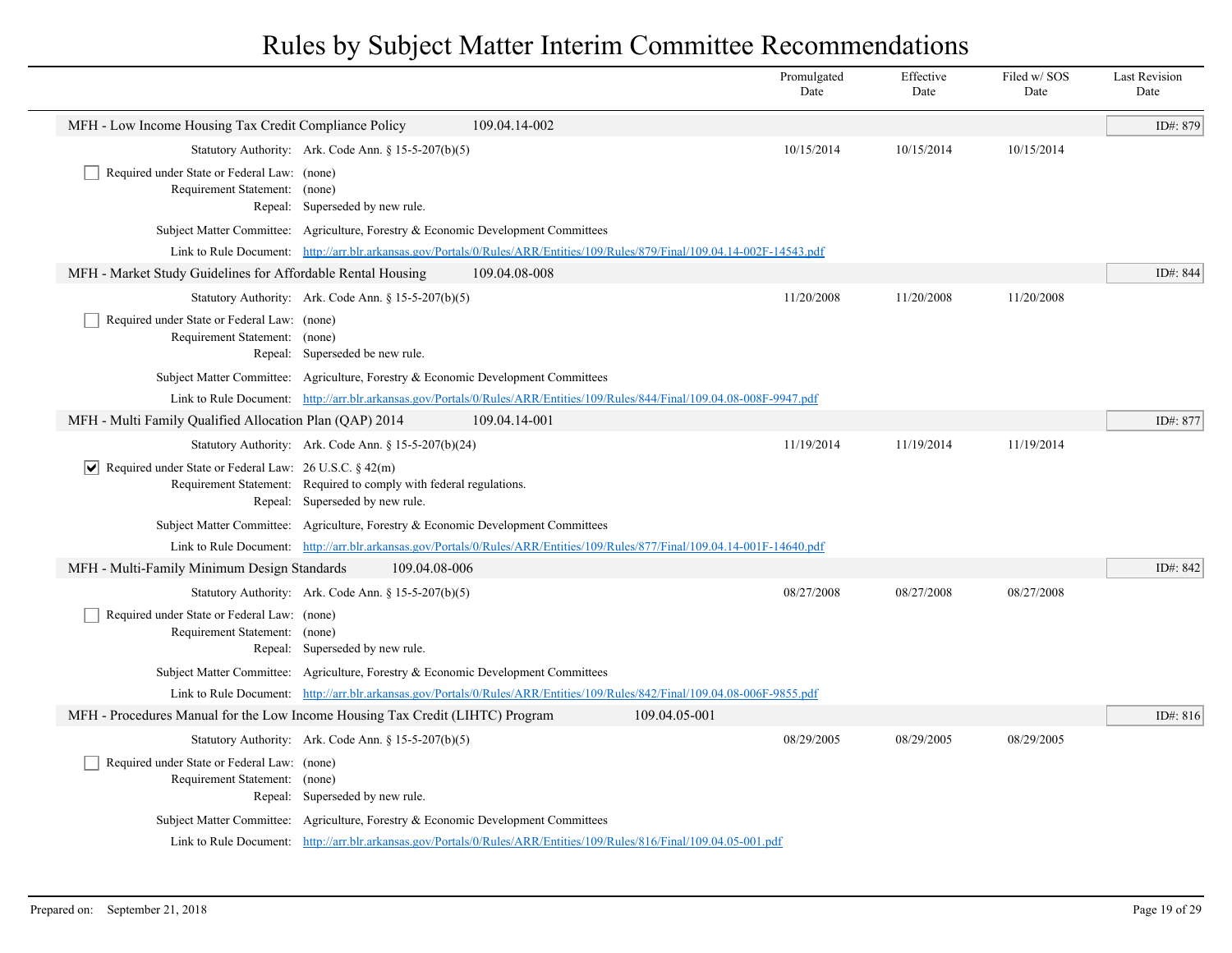# Rules by Subject Matter Interim Committee Recommendations

| | Promulgated Date | Effective Date | Filed w/ SOS Date | Last Revision Date |
|---|---|---|---|---|

## MFH - Low Income Housing Tax Credit Compliance Policy 109.04.14-002

ID#: 879

Statutory Authority: Ark. Code Ann. § 15-5-207(b)(5)

| Promulgated Date | Effective Date | Filed w/ SOS Date | Last Revision Date |
|---|---|---|---|
| 10/15/2014 | 10/15/2014 | 10/15/2014 | |

☐ Required under State or Federal Law: (none)

Requirement Statement: (none)

Repeal: Superseded by new rule.

Subject Matter Committee: Agriculture, Forestry & Economic Development Committees

Link to Rule Document: http://arr.blr.arkansas.gov/Portals/0/Rules/ARR/Entities/109/Rules/879/Final/109.04.14-002F-14543.pdf

## MFH - Market Study Guidelines for Affordable Rental Housing 109.04.08-008

ID#: 844

Statutory Authority: Ark. Code Ann. § 15-5-207(b)(5)

| Promulgated Date | Effective Date | Filed w/ SOS Date | Last Revision Date |
|---|---|---|---|
| 11/20/2008 | 11/20/2008 | 11/20/2008 | |

☐ Required under State or Federal Law: (none)

Requirement Statement: (none)

Repeal: Superseded be new rule.

Subject Matter Committee: Agriculture, Forestry & Economic Development Committees

Link to Rule Document: http://arr.blr.arkansas.gov/Portals/0/Rules/ARR/Entities/109/Rules/844/Final/109.04.08-008F-9947.pdf

## MFH - Multi Family Qualified Allocation Plan (QAP) 2014 109.04.14-001

ID#: 877

Statutory Authority: Ark. Code Ann. § 15-5-207(b)(24)

| Promulgated Date | Effective Date | Filed w/ SOS Date | Last Revision Date |
|---|---|---|---|
| 11/19/2014 | 11/19/2014 | 11/19/2014 | |

☑ Required under State or Federal Law: 26 U.S.C. § 42(m)

Requirement Statement: Required to comply with federal regulations.

Repeal: Superseded by new rule.

Subject Matter Committee: Agriculture, Forestry & Economic Development Committees

Link to Rule Document: http://arr.blr.arkansas.gov/Portals/0/Rules/ARR/Entities/109/Rules/877/Final/109.04.14-001F-14640.pdf

## MFH - Multi-Family Minimum Design Standards 109.04.08-006

ID#: 842

Statutory Authority: Ark. Code Ann. § 15-5-207(b)(5)

| Promulgated Date | Effective Date | Filed w/ SOS Date | Last Revision Date |
|---|---|---|---|
| 08/27/2008 | 08/27/2008 | 08/27/2008 | |

☐ Required under State or Federal Law: (none)

Requirement Statement: (none)

Repeal: Superseded by new rule.

Subject Matter Committee: Agriculture, Forestry & Economic Development Committees

Link to Rule Document: http://arr.blr.arkansas.gov/Portals/0/Rules/ARR/Entities/109/Rules/842/Final/109.04.08-006F-9855.pdf

## MFH - Procedures Manual for the Low Income Housing Tax Credit (LIHTC) Program 109.04.05-001

ID#: 816

Statutory Authority: Ark. Code Ann. § 15-5-207(b)(5)

| Promulgated Date | Effective Date | Filed w/ SOS Date | Last Revision Date |
|---|---|---|---|
| 08/29/2005 | 08/29/2005 | 08/29/2005 | |

☐ Required under State or Federal Law: (none)

Requirement Statement: (none)

Repeal: Superseded by new rule.

Subject Matter Committee: Agriculture, Forestry & Economic Development Committees

Link to Rule Document: http://arr.blr.arkansas.gov/Portals/0/Rules/ARR/Entities/109/Rules/816/Final/109.04.05-001.pdf

Prepared on: September 21, 2018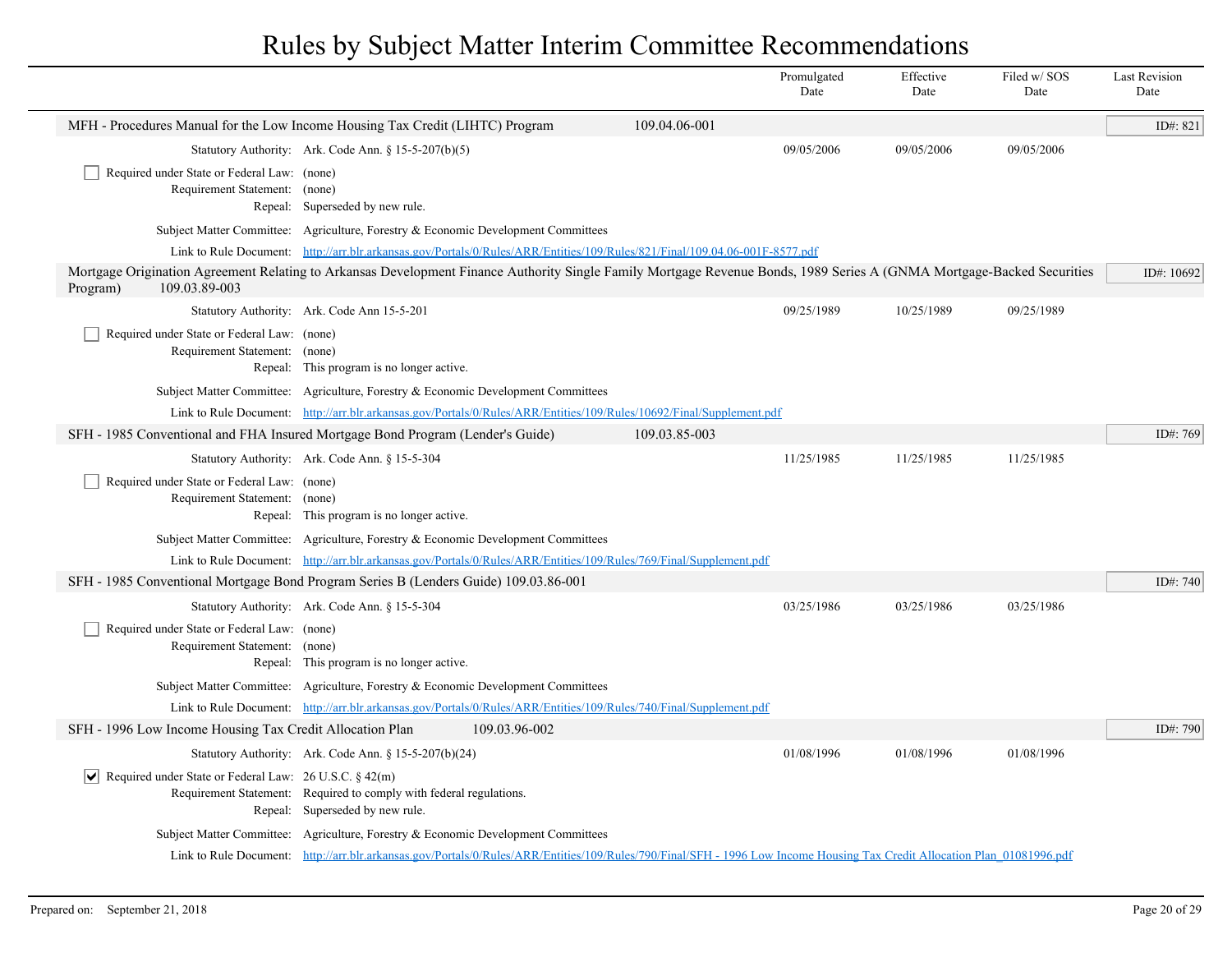# Rules by Subject Matter Interim Committee Recommendations

| | Promulgated Date | Effective Date | Filed w/ SOS Date | Last Revision Date |
|---|---|---|---|---|

### MFH - Procedures Manual for the Low Income Housing Tax Credit (LIHTC) Program 109.04.06-001

ID#: 821

| | Promulgated Date | Effective Date | Filed w/ SOS Date |
|---|---|---|---|
| Statutory Authority: Ark. Code Ann. § 15-5-207(b)(5) | 09/05/2006 | 09/05/2006 | 09/05/2006 |

- [ ] Required under State or Federal Law: (none)

Requirement Statement: (none)

Repeal: Superseded by new rule.

Subject Matter Committee: Agriculture, Forestry & Economic Development Committees

Link to Rule Document: http://arr.blr.arkansas.gov/Portals/0/Rules/ARR/Entities/109/Rules/821/Final/109.04.06-001F-8577.pdf

### Mortgage Origination Agreement Relating to Arkansas Development Finance Authority Single Family Mortgage Revenue Bonds, 1989 Series A (GNMA Mortgage-Backed Securities Program) 109.03.89-003

ID#: 10692

| | Promulgated Date | Effective Date | Filed w/ SOS Date |
|---|---|---|---|
| Statutory Authority: Ark. Code Ann 15-5-201 | 09/25/1989 | 10/25/1989 | 09/25/1989 |

- [ ] Required under State or Federal Law: (none)

Requirement Statement: (none)

Repeal: This program is no longer active.

Subject Matter Committee: Agriculture, Forestry & Economic Development Committees

Link to Rule Document: http://arr.blr.arkansas.gov/Portals/0/Rules/ARR/Entities/109/Rules/10692/Final/Supplement.pdf

### SFH - 1985 Conventional and FHA Insured Mortgage Bond Program (Lender's Guide) 109.03.85-003

ID#: 769

| | Promulgated Date | Effective Date | Filed w/ SOS Date |
|---|---|---|---|
| Statutory Authority: Ark. Code Ann. § 15-5-304 | 11/25/1985 | 11/25/1985 | 11/25/1985 |

- [ ] Required under State or Federal Law: (none)

Requirement Statement: (none)

Repeal: This program is no longer active.

Subject Matter Committee: Agriculture, Forestry & Economic Development Committees

Link to Rule Document: http://arr.blr.arkansas.gov/Portals/0/Rules/ARR/Entities/109/Rules/769/Final/Supplement.pdf

### SFH - 1985 Conventional Mortgage Bond Program Series B (Lenders Guide) 109.03.86-001

ID#: 740

| | Promulgated Date | Effective Date | Filed w/ SOS Date |
|---|---|---|---|
| Statutory Authority: Ark. Code Ann. § 15-5-304 | 03/25/1986 | 03/25/1986 | 03/25/1986 |

- [ ] Required under State or Federal Law: (none)

Requirement Statement: (none)

Repeal: This program is no longer active.

Subject Matter Committee: Agriculture, Forestry & Economic Development Committees

Link to Rule Document: http://arr.blr.arkansas.gov/Portals/0/Rules/ARR/Entities/109/Rules/740/Final/Supplement.pdf

### SFH - 1996 Low Income Housing Tax Credit Allocation Plan 109.03.96-002

ID#: 790

| | Promulgated Date | Effective Date | Filed w/ SOS Date |
|---|---|---|---|
| Statutory Authority: Ark. Code Ann. § 15-5-207(b)(24) | 01/08/1996 | 01/08/1996 | 01/08/1996 |

- [x] Required under State or Federal Law: 26 U.S.C. § 42(m)

Requirement Statement: Required to comply with federal regulations.

Repeal: Superseded by new rule.

Subject Matter Committee: Agriculture, Forestry & Economic Development Committees

Link to Rule Document: http://arr.blr.arkansas.gov/Portals/0/Rules/ARR/Entities/109/Rules/790/Final/SFH - 1996 Low Income Housing Tax Credit Allocation Plan_01081996.pdf

Prepared on: September 21, 2018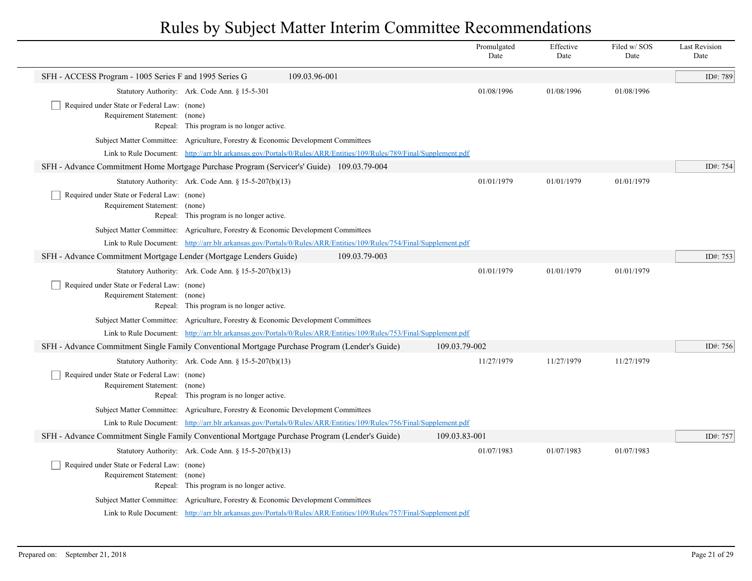# Rules by Subject Matter Interim Committee Recommendations

| | Promulgated Date | Effective Date | Filed w/ SOS Date | Last Revision Date |
|---|---|---|---|---|

**SFH - ACCESS Program - 1005 Series F and 1995 Series G** 109.03.96-001 — ID#: 789

| | Promulgated Date | Effective Date | Filed w/ SOS Date | Last Revision Date |
|---|---|---|---|---|
| Statutory Authority: Ark. Code Ann. § 15-5-301 | 01/08/1996 | 01/08/1996 | 01/08/1996 | |

- [ ] Required under State or Federal Law: (none)

Requirement Statement: (none)

Repeal: This program is no longer active.

Subject Matter Committee: Agriculture, Forestry & Economic Development Committees

Link to Rule Document: http://arr.blr.arkansas.gov/Portals/0/Rules/ARR/Entities/109/Rules/789/Final/Supplement.pdf

**SFH - Advance Commitment Home Mortgage Purchase Program (Servicer's' Guide)** 109.03.79-004 — ID#: 754

| | Promulgated Date | Effective Date | Filed w/ SOS Date | Last Revision Date |
|---|---|---|---|---|
| Statutory Authority: Ark. Code Ann. § 15-5-207(b)(13) | 01/01/1979 | 01/01/1979 | 01/01/1979 | |

- [ ] Required under State or Federal Law: (none)

Requirement Statement: (none)

Repeal: This program is no longer active.

Subject Matter Committee: Agriculture, Forestry & Economic Development Committees

Link to Rule Document: http://arr.blr.arkansas.gov/Portals/0/Rules/ARR/Entities/109/Rules/754/Final/Supplement.pdf

**SFH - Advance Commitment Mortgage Lender (Mortgage Lenders Guide)** 109.03.79-003 — ID#: 753

| | Promulgated Date | Effective Date | Filed w/ SOS Date | Last Revision Date |
|---|---|---|---|---|
| Statutory Authority: Ark. Code Ann. § 15-5-207(b)(13) | 01/01/1979 | 01/01/1979 | 01/01/1979 | |

- [ ] Required under State or Federal Law: (none)

Requirement Statement: (none)

Repeal: This program is no longer active.

Subject Matter Committee: Agriculture, Forestry & Economic Development Committees

Link to Rule Document: http://arr.blr.arkansas.gov/Portals/0/Rules/ARR/Entities/109/Rules/753/Final/Supplement.pdf

**SFH - Advance Commitment Single Family Conventional Mortgage Purchase Program (Lender's Guide)** 109.03.79-002 — ID#: 756

| | Promulgated Date | Effective Date | Filed w/ SOS Date | Last Revision Date |
|---|---|---|---|---|
| Statutory Authority: Ark. Code Ann. § 15-5-207(b)(13) | 11/27/1979 | 11/27/1979 | 11/27/1979 | |

- [ ] Required under State or Federal Law: (none)

Requirement Statement: (none)

Repeal: This program is no longer active.

Subject Matter Committee: Agriculture, Forestry & Economic Development Committees

Link to Rule Document: http://arr.blr.arkansas.gov/Portals/0/Rules/ARR/Entities/109/Rules/756/Final/Supplement.pdf

**SFH - Advance Commitment Single Family Conventional Mortgage Purchase Program (Lender's Guide)** 109.03.83-001 — ID#: 757

| | Promulgated Date | Effective Date | Filed w/ SOS Date | Last Revision Date |
|---|---|---|---|---|
| Statutory Authority: Ark. Code Ann. § 15-5-207(b)(13) | 01/07/1983 | 01/07/1983 | 01/07/1983 | |

- [ ] Required under State or Federal Law: (none)

Requirement Statement: (none)

Repeal: This program is no longer active.

Subject Matter Committee: Agriculture, Forestry & Economic Development Committees

Link to Rule Document: http://arr.blr.arkansas.gov/Portals/0/Rules/ARR/Entities/109/Rules/757/Final/Supplement.pdf

Prepared on: September 21, 2018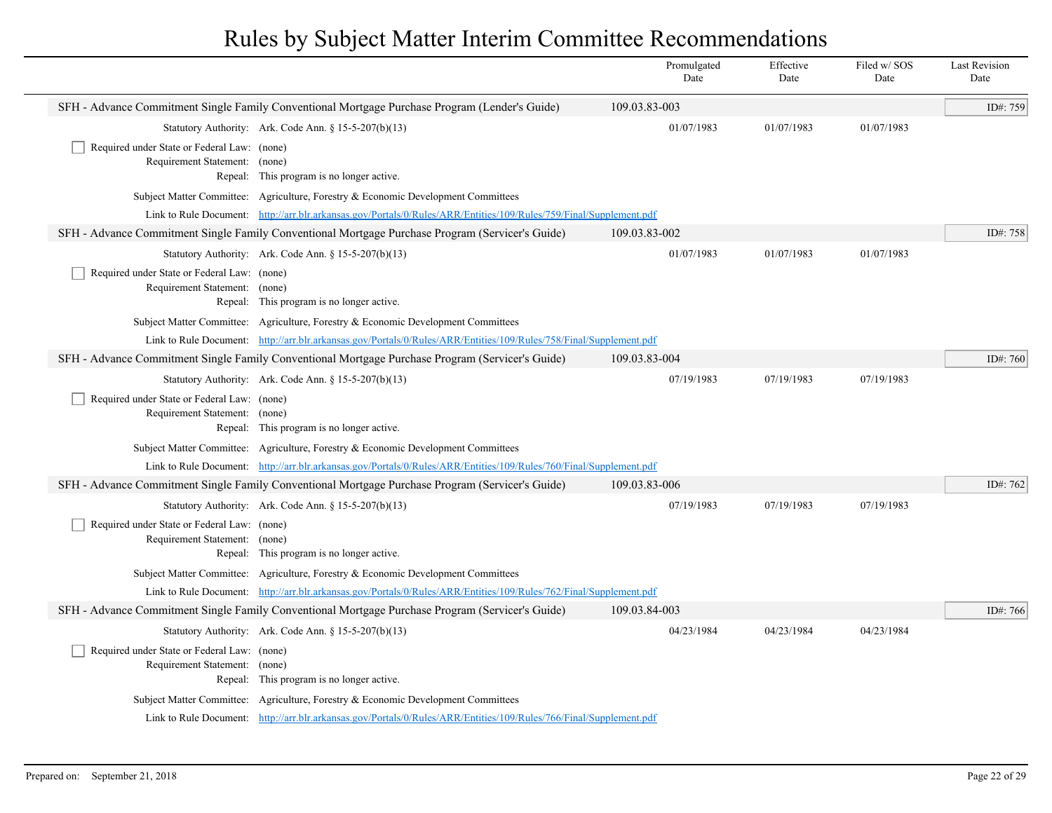# Rules by Subject Matter Interim Committee Recommendations

| | | Promulgated Date | Effective Date | Filed w/ SOS Date | Last Revision Date |
|---|---|---|---|---|---|
| **SFH - Advance Commitment Single Family Conventional Mortgage Purchase Program (Lender's Guide)** | **109.03.83-003** | | | | **ID#: 759** |
| Statutory Authority: Ark. Code Ann. § 15-5-207(b)(13) | | 01/07/1983 | 01/07/1983 | 01/07/1983 | |

- [ ] Required under State or Federal Law: (none)

Requirement Statement: (none)

Repeal: This program is no longer active.

Subject Matter Committee: Agriculture, Forestry & Economic Development Committees

Link to Rule Document: http://arr.blr.arkansas.gov/Portals/0/Rules/ARR/Entities/109/Rules/759/Final/Supplement.pdf

| | | Promulgated Date | Effective Date | Filed w/ SOS Date | Last Revision Date |
|---|---|---|---|---|---|
| **SFH - Advance Commitment Single Family Conventional Mortgage Purchase Program (Servicer's Guide)** | **109.03.83-002** | | | | **ID#: 758** |
| Statutory Authority: Ark. Code Ann. § 15-5-207(b)(13) | | 01/07/1983 | 01/07/1983 | 01/07/1983 | |

- [ ] Required under State or Federal Law: (none)

Requirement Statement: (none)

Repeal: This program is no longer active.

Subject Matter Committee: Agriculture, Forestry & Economic Development Committees

Link to Rule Document: http://arr.blr.arkansas.gov/Portals/0/Rules/ARR/Entities/109/Rules/758/Final/Supplement.pdf

| | | Promulgated Date | Effective Date | Filed w/ SOS Date | Last Revision Date |
|---|---|---|---|---|---|
| **SFH - Advance Commitment Single Family Conventional Mortgage Purchase Program (Servicer's Guide)** | **109.03.83-004** | | | | **ID#: 760** |
| Statutory Authority: Ark. Code Ann. § 15-5-207(b)(13) | | 07/19/1983 | 07/19/1983 | 07/19/1983 | |

- [ ] Required under State or Federal Law: (none)

Requirement Statement: (none)

Repeal: This program is no longer active.

Subject Matter Committee: Agriculture, Forestry & Economic Development Committees

Link to Rule Document: http://arr.blr.arkansas.gov/Portals/0/Rules/ARR/Entities/109/Rules/760/Final/Supplement.pdf

| | | Promulgated Date | Effective Date | Filed w/ SOS Date | Last Revision Date |
|---|---|---|---|---|---|
| **SFH - Advance Commitment Single Family Conventional Mortgage Purchase Program (Servicer's Guide)** | **109.03.83-006** | | | | **ID#: 762** |
| Statutory Authority: Ark. Code Ann. § 15-5-207(b)(13) | | 07/19/1983 | 07/19/1983 | 07/19/1983 | |

- [ ] Required under State or Federal Law: (none)

Requirement Statement: (none)

Repeal: This program is no longer active.

Subject Matter Committee: Agriculture, Forestry & Economic Development Committees

Link to Rule Document: http://arr.blr.arkansas.gov/Portals/0/Rules/ARR/Entities/109/Rules/762/Final/Supplement.pdf

| | | Promulgated Date | Effective Date | Filed w/ SOS Date | Last Revision Date |
|---|---|---|---|---|---|
| **SFH - Advance Commitment Single Family Conventional Mortgage Purchase Program (Servicer's Guide)** | **109.03.84-003** | | | | **ID#: 766** |
| Statutory Authority: Ark. Code Ann. § 15-5-207(b)(13) | | 04/23/1984 | 04/23/1984 | 04/23/1984 | |

- [ ] Required under State or Federal Law: (none)

Requirement Statement: (none)

Repeal: This program is no longer active.

Subject Matter Committee: Agriculture, Forestry & Economic Development Committees

Link to Rule Document: http://arr.blr.arkansas.gov/Portals/0/Rules/ARR/Entities/109/Rules/766/Final/Supplement.pdf

Prepared on: September 21, 2018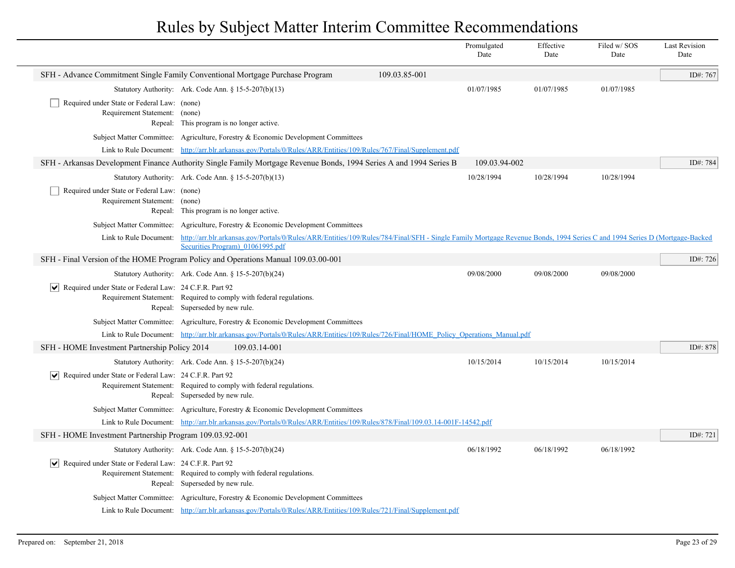# Rules by Subject Matter Interim Committee Recommendations

| | Promulgated Date | Effective Date | Filed w/ SOS Date | Last Revision Date |
|---|---|---|---|---|

## SFH - Advance Commitment Single Family Conventional Mortgage Purchase Program 109.03.85-001

ID#: 767

| | Promulgated Date | Effective Date | Filed w/ SOS Date | Last Revision Date |
|---|---|---|---|---|
| Statutory Authority: Ark. Code Ann. § 15-5-207(b)(13) | 01/07/1985 | 01/07/1985 | 01/07/1985 | |

- [ ] Required under State or Federal Law: (none)

Requirement Statement: (none)

Repeal: This program is no longer active.

Subject Matter Committee: Agriculture, Forestry & Economic Development Committees

Link to Rule Document: http://arr.blr.arkansas.gov/Portals/0/Rules/ARR/Entities/109/Rules/767/Final/Supplement.pdf

## SFH - Arkansas Development Finance Authority Single Family Mortgage Revenue Bonds, 1994 Series A and 1994 Series B 109.03.94-002

ID#: 784

| | Promulgated Date | Effective Date | Filed w/ SOS Date | Last Revision Date |
|---|---|---|---|---|
| Statutory Authority: Ark. Code Ann. § 15-5-207(b)(13) | 10/28/1994 | 10/28/1994 | 10/28/1994 | |

- [ ] Required under State or Federal Law: (none)

Requirement Statement: (none)

Repeal: This program is no longer active.

Subject Matter Committee: Agriculture, Forestry & Economic Development Committees

Link to Rule Document: http://arr.blr.arkansas.gov/Portals/0/Rules/ARR/Entities/109/Rules/784/Final/SFH - Single Family Mortgage Revenue Bonds, 1994 Series C and 1994 Series D (Mortgage-Backed Securities Program)_01061995.pdf

## SFH - Final Version of the HOME Program Policy and Operations Manual 109.03.00-001

ID#: 726

| | Promulgated Date | Effective Date | Filed w/ SOS Date | Last Revision Date |
|---|---|---|---|---|
| Statutory Authority: Ark. Code Ann. § 15-5-207(b)(24) | 09/08/2000 | 09/08/2000 | 09/08/2000 | |

- [x] Required under State or Federal Law: 24 C.F.R. Part 92

Requirement Statement: Required to comply with federal regulations.

Repeal: Superseded by new rule.

Subject Matter Committee: Agriculture, Forestry & Economic Development Committees

Link to Rule Document: http://arr.blr.arkansas.gov/Portals/0/Rules/ARR/Entities/109/Rules/726/Final/HOME_Policy_Operations_Manual.pdf

## SFH - HOME Investment Partnership Policy 2014 109.03.14-001

ID#: 878

| | Promulgated Date | Effective Date | Filed w/ SOS Date | Last Revision Date |
|---|---|---|---|---|
| Statutory Authority: Ark. Code Ann. § 15-5-207(b)(24) | 10/15/2014 | 10/15/2014 | 10/15/2014 | |

- [x] Required under State or Federal Law: 24 C.F.R. Part 92

Requirement Statement: Required to comply with federal regulations.

Repeal: Superseded by new rule.

Subject Matter Committee: Agriculture, Forestry & Economic Development Committees

Link to Rule Document: http://arr.blr.arkansas.gov/Portals/0/Rules/ARR/Entities/109/Rules/878/Final/109.03.14-001F-14542.pdf

## SFH - HOME Investment Partnership Program 109.03.92-001

ID#: 721

| | Promulgated Date | Effective Date | Filed w/ SOS Date | Last Revision Date |
|---|---|---|---|---|
| Statutory Authority: Ark. Code Ann. § 15-5-207(b)(24) | 06/18/1992 | 06/18/1992 | 06/18/1992 | |

- [x] Required under State or Federal Law: 24 C.F.R. Part 92

Requirement Statement: Required to comply with federal regulations.

Repeal: Superseded by new rule.

Subject Matter Committee: Agriculture, Forestry & Economic Development Committees

Link to Rule Document: http://arr.blr.arkansas.gov/Portals/0/Rules/ARR/Entities/109/Rules/721/Final/Supplement.pdf

Prepared on: September 21, 2018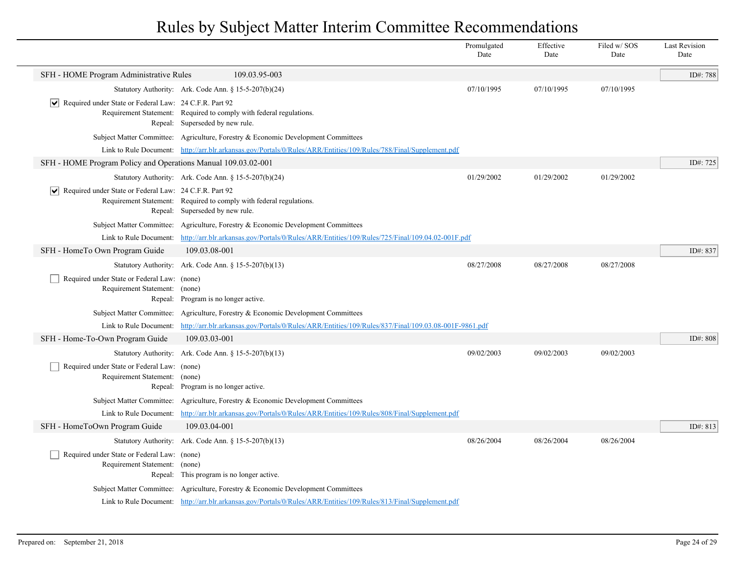# Rules by Subject Matter Interim Committee Recommendations

| | Promulgated Date | Effective Date | Filed w/ SOS Date | Last Revision Date |
|---|---|---|---|---|

## SFH - HOME Program Administrative Rules 109.03.95-003

ID#: 788

| | Promulgated Date | Effective Date | Filed w/ SOS Date | Last Revision Date |
|---|---|---|---|---|
| Statutory Authority: Ark. Code Ann. § 15-5-207(b)(24) | 07/10/1995 | 07/10/1995 | 07/10/1995 | |

- [x] Required under State or Federal Law: 24 C.F.R. Part 92

Requirement Statement: Required to comply with federal regulations.

Repeal: Superseded by new rule.

Subject Matter Committee: Agriculture, Forestry & Economic Development Committees

Link to Rule Document: http://arr.blr.arkansas.gov/Portals/0/Rules/ARR/Entities/109/Rules/788/Final/Supplement.pdf

## SFH - HOME Program Policy and Operations Manual 109.03.02-001

ID#: 725

| | Promulgated Date | Effective Date | Filed w/ SOS Date | Last Revision Date |
|---|---|---|---|---|
| Statutory Authority: Ark. Code Ann. § 15-5-207(b)(24) | 01/29/2002 | 01/29/2002 | 01/29/2002 | |

- [x] Required under State or Federal Law: 24 C.F.R. Part 92

Requirement Statement: Required to comply with federal regulations.

Repeal: Superseded by new rule.

Subject Matter Committee: Agriculture, Forestry & Economic Development Committees

Link to Rule Document: http://arr.blr.arkansas.gov/Portals/0/Rules/ARR/Entities/109/Rules/725/Final/109.04.02-001F.pdf

## SFH - HomeTo Own Program Guide 109.03.08-001

ID#: 837

| | Promulgated Date | Effective Date | Filed w/ SOS Date | Last Revision Date |
|---|---|---|---|---|
| Statutory Authority: Ark. Code Ann. § 15-5-207(b)(13) | 08/27/2008 | 08/27/2008 | 08/27/2008 | |

- [ ] Required under State or Federal Law: (none)

Requirement Statement: (none)

Repeal: Program is no longer active.

Subject Matter Committee: Agriculture, Forestry & Economic Development Committees

Link to Rule Document: http://arr.blr.arkansas.gov/Portals/0/Rules/ARR/Entities/109/Rules/837/Final/109.03.08-001F-9861.pdf

## SFH - Home-To-Own Program Guide 109.03.03-001

ID#: 808

| | Promulgated Date | Effective Date | Filed w/ SOS Date | Last Revision Date |
|---|---|---|---|---|
| Statutory Authority: Ark. Code Ann. § 15-5-207(b)(13) | 09/02/2003 | 09/02/2003 | 09/02/2003 | |

- [ ] Required under State or Federal Law: (none)

Requirement Statement: (none)

Repeal: Program is no longer active.

Subject Matter Committee: Agriculture, Forestry & Economic Development Committees

Link to Rule Document: http://arr.blr.arkansas.gov/Portals/0/Rules/ARR/Entities/109/Rules/808/Final/Supplement.pdf

## SFH - HomeToOwn Program Guide 109.03.04-001

ID#: 813

| | Promulgated Date | Effective Date | Filed w/ SOS Date | Last Revision Date |
|---|---|---|---|---|
| Statutory Authority: Ark. Code Ann. § 15-5-207(b)(13) | 08/26/2004 | 08/26/2004 | 08/26/2004 | |

- [ ] Required under State or Federal Law: (none)

Requirement Statement: (none)

Repeal: This program is no longer active.

Subject Matter Committee: Agriculture, Forestry & Economic Development Committees

Link to Rule Document: http://arr.blr.arkansas.gov/Portals/0/Rules/ARR/Entities/109/Rules/813/Final/Supplement.pdf

Prepared on: September 21, 2018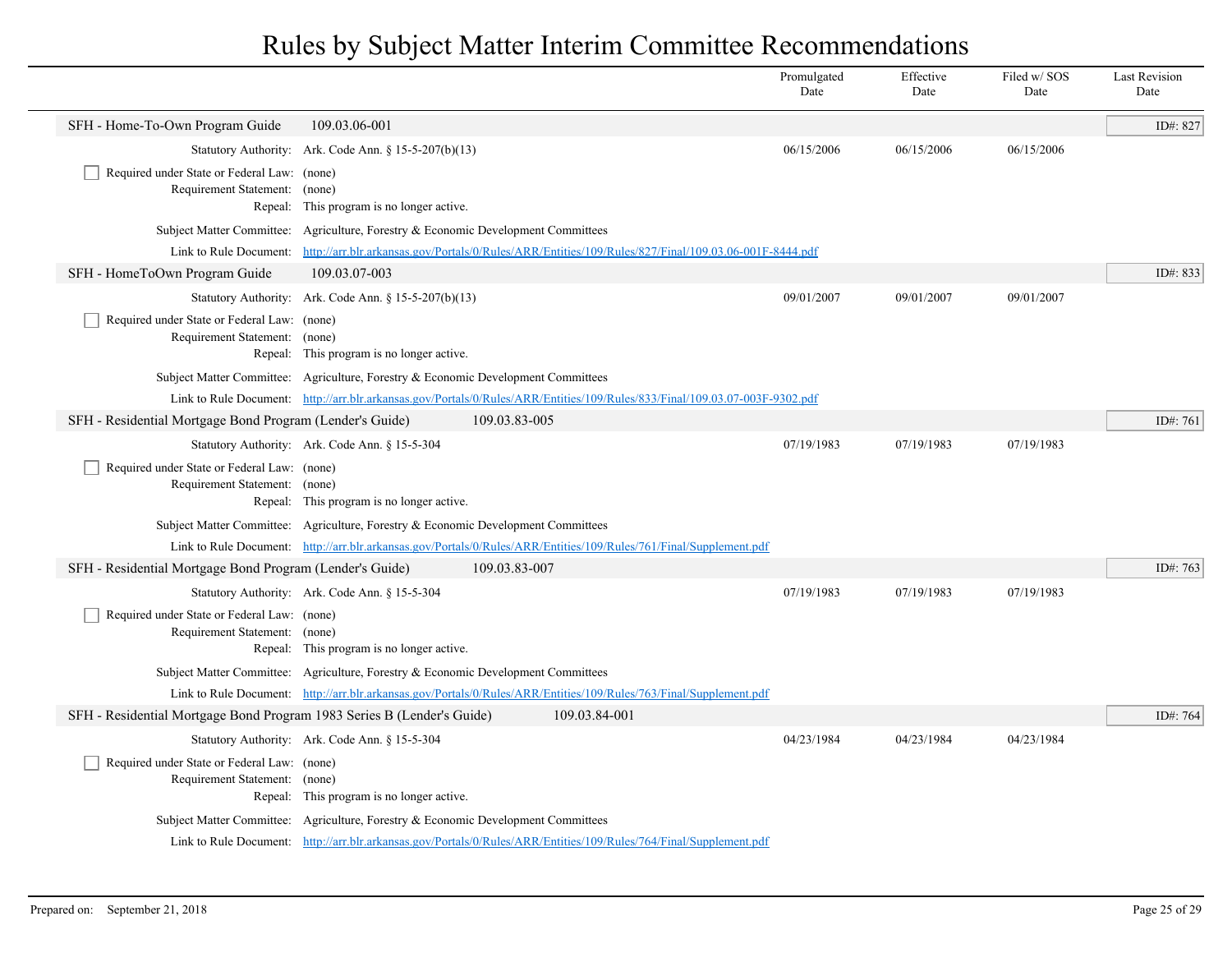# Rules by Subject Matter Interim Committee Recommendations

| | | Promulgated Date | Effective Date | Filed w/ SOS Date | Last Revision Date |
|---|---|---|---|---|---|
| **SFH - Home-To-Own Program Guide** | **109.03.06-001** | | | | ID#: 827 |
| Statutory Authority: | Ark. Code Ann. § 15-5-207(b)(13) | 06/15/2006 | 06/15/2006 | 06/15/2006 | |
| ☐ Required under State or Federal Law: | (none) | | | | |
| Requirement Statement: | (none) | | | | |
| Repeal: | This program is no longer active. | | | | |
| Subject Matter Committee: | Agriculture, Forestry & Economic Development Committees | | | | |
| Link to Rule Document: | http://arr.blr.arkansas.gov/Portals/0/Rules/ARR/Entities/109/Rules/827/Final/109.03.06-001F-8444.pdf | | | | |
| **SFH - HomeToOwn Program Guide** | **109.03.07-003** | | | | ID#: 833 |
| Statutory Authority: | Ark. Code Ann. § 15-5-207(b)(13) | 09/01/2007 | 09/01/2007 | 09/01/2007 | |
| ☐ Required under State or Federal Law: | (none) | | | | |
| Requirement Statement: | (none) | | | | |
| Repeal: | This program is no longer active. | | | | |
| Subject Matter Committee: | Agriculture, Forestry & Economic Development Committees | | | | |
| Link to Rule Document: | http://arr.blr.arkansas.gov/Portals/0/Rules/ARR/Entities/109/Rules/833/Final/109.03.07-003F-9302.pdf | | | | |
| **SFH - Residential Mortgage Bond Program (Lender's Guide)** | **109.03.83-005** | | | | ID#: 761 |
| Statutory Authority: | Ark. Code Ann. § 15-5-304 | 07/19/1983 | 07/19/1983 | 07/19/1983 | |
| ☐ Required under State or Federal Law: | (none) | | | | |
| Requirement Statement: | (none) | | | | |
| Repeal: | This program is no longer active. | | | | |
| Subject Matter Committee: | Agriculture, Forestry & Economic Development Committees | | | | |
| Link to Rule Document: | http://arr.blr.arkansas.gov/Portals/0/Rules/ARR/Entities/109/Rules/761/Final/Supplement.pdf | | | | |
| **SFH - Residential Mortgage Bond Program (Lender's Guide)** | **109.03.83-007** | | | | ID#: 763 |
| Statutory Authority: | Ark. Code Ann. § 15-5-304 | 07/19/1983 | 07/19/1983 | 07/19/1983 | |
| ☐ Required under State or Federal Law: | (none) | | | | |
| Requirement Statement: | (none) | | | | |
| Repeal: | This program is no longer active. | | | | |
| Subject Matter Committee: | Agriculture, Forestry & Economic Development Committees | | | | |
| Link to Rule Document: | http://arr.blr.arkansas.gov/Portals/0/Rules/ARR/Entities/109/Rules/763/Final/Supplement.pdf | | | | |
| **SFH - Residential Mortgage Bond Program 1983 Series B (Lender's Guide)** | **109.03.84-001** | | | | ID#: 764 |
| Statutory Authority: | Ark. Code Ann. § 15-5-304 | 04/23/1984 | 04/23/1984 | 04/23/1984 | |
| ☐ Required under State or Federal Law: | (none) | | | | |
| Requirement Statement: | (none) | | | | |
| Repeal: | This program is no longer active. | | | | |
| Subject Matter Committee: | Agriculture, Forestry & Economic Development Committees | | | | |
| Link to Rule Document: | http://arr.blr.arkansas.gov/Portals/0/Rules/ARR/Entities/109/Rules/764/Final/Supplement.pdf | | | | |

Prepared on: September 21, 2018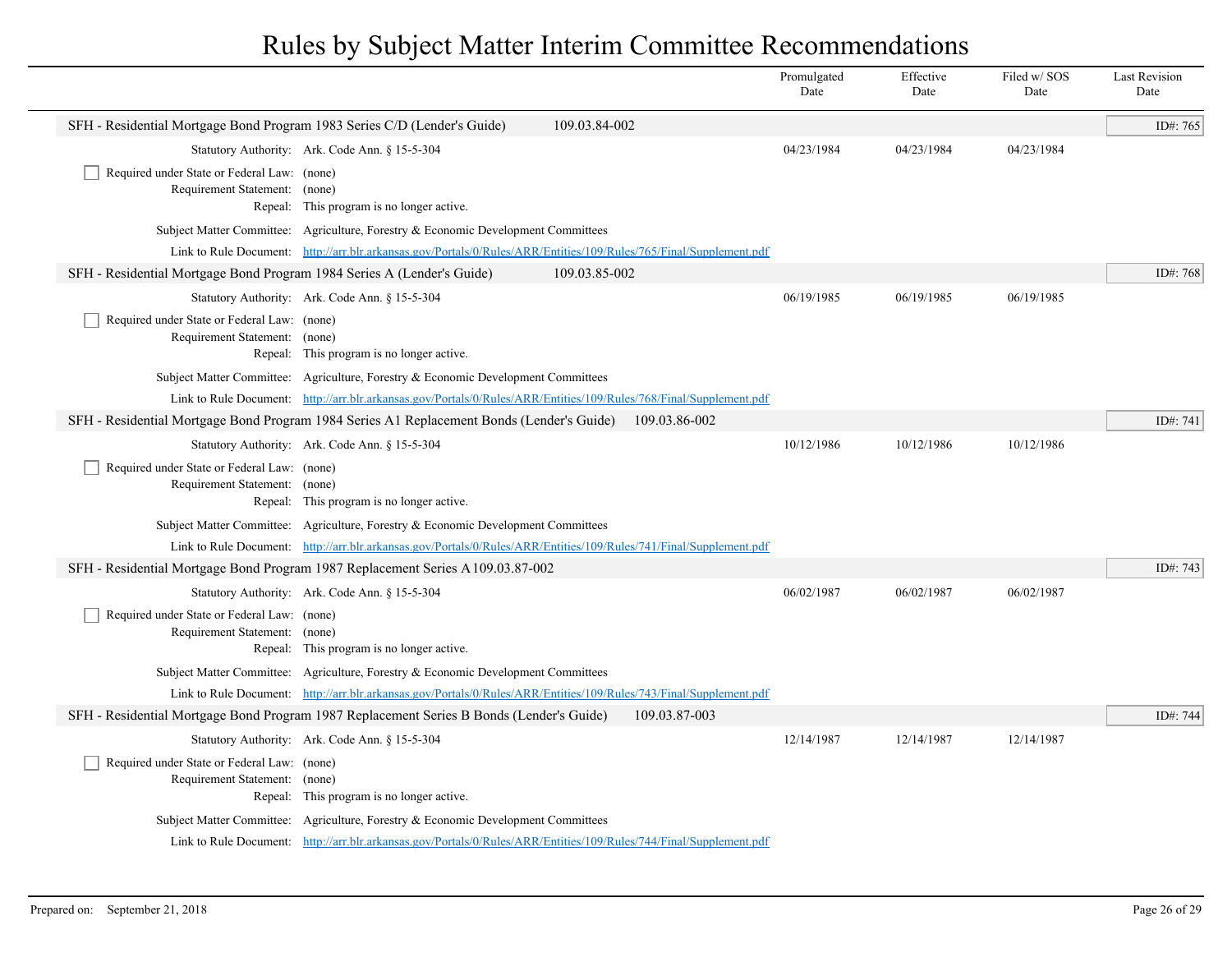# Rules by Subject Matter Interim Committee Recommendations

| | Promulgated Date | Effective Date | Filed w/ SOS Date | Last Revision Date |
|---|---|---|---|---|

## SFH - Residential Mortgage Bond Program 1983 Series C/D (Lender's Guide) 109.03.84-002 — ID#: 765

Statutory Authority: Ark. Code Ann. § 15-5-304 — Promulgated: 04/23/1984 — Effective: 04/23/1984 — Filed w/ SOS: 04/23/1984

- [ ] Required under State or Federal Law: (none)

Requirement Statement: (none)

Repeal: This program is no longer active.

Subject Matter Committee: Agriculture, Forestry & Economic Development Committees

Link to Rule Document: http://arr.blr.arkansas.gov/Portals/0/Rules/ARR/Entities/109/Rules/765/Final/Supplement.pdf

## SFH - Residential Mortgage Bond Program 1984 Series A (Lender's Guide) 109.03.85-002 — ID#: 768

Statutory Authority: Ark. Code Ann. § 15-5-304 — Promulgated: 06/19/1985 — Effective: 06/19/1985 — Filed w/ SOS: 06/19/1985

- [ ] Required under State or Federal Law: (none)

Requirement Statement: (none)

Repeal: This program is no longer active.

Subject Matter Committee: Agriculture, Forestry & Economic Development Committees

Link to Rule Document: http://arr.blr.arkansas.gov/Portals/0/Rules/ARR/Entities/109/Rules/768/Final/Supplement.pdf

## SFH - Residential Mortgage Bond Program 1984 Series A1 Replacement Bonds (Lender's Guide) 109.03.86-002 — ID#: 741

Statutory Authority: Ark. Code Ann. § 15-5-304 — Promulgated: 10/12/1986 — Effective: 10/12/1986 — Filed w/ SOS: 10/12/1986

- [ ] Required under State or Federal Law: (none)

Requirement Statement: (none)

Repeal: This program is no longer active.

Subject Matter Committee: Agriculture, Forestry & Economic Development Committees

Link to Rule Document: http://arr.blr.arkansas.gov/Portals/0/Rules/ARR/Entities/109/Rules/741/Final/Supplement.pdf

## SFH - Residential Mortgage Bond Program 1987 Replacement Series A 109.03.87-002 — ID#: 743

Statutory Authority: Ark. Code Ann. § 15-5-304 — Promulgated: 06/02/1987 — Effective: 06/02/1987 — Filed w/ SOS: 06/02/1987

- [ ] Required under State or Federal Law: (none)

Requirement Statement: (none)

Repeal: This program is no longer active.

Subject Matter Committee: Agriculture, Forestry & Economic Development Committees

Link to Rule Document: http://arr.blr.arkansas.gov/Portals/0/Rules/ARR/Entities/109/Rules/743/Final/Supplement.pdf

## SFH - Residential Mortgage Bond Program 1987 Replacement Series B Bonds (Lender's Guide) 109.03.87-003 — ID#: 744

Statutory Authority: Ark. Code Ann. § 15-5-304 — Promulgated: 12/14/1987 — Effective: 12/14/1987 — Filed w/ SOS: 12/14/1987

- [ ] Required under State or Federal Law: (none)

Requirement Statement: (none)

Repeal: This program is no longer active.

Subject Matter Committee: Agriculture, Forestry & Economic Development Committees

Link to Rule Document: http://arr.blr.arkansas.gov/Portals/0/Rules/ARR/Entities/109/Rules/744/Final/Supplement.pdf

Prepared on: September 21, 2018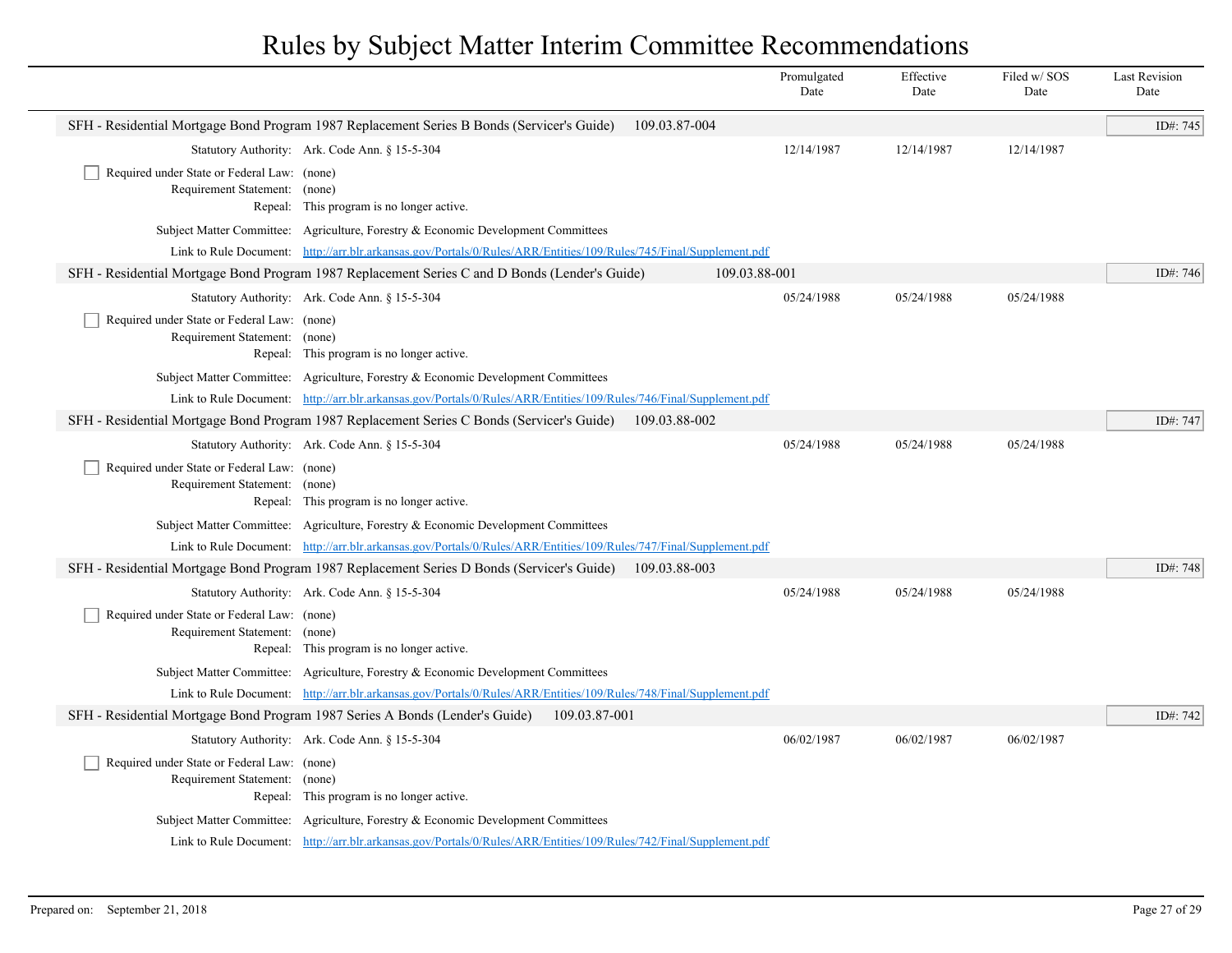# Rules by Subject Matter Interim Committee Recommendations

| | Promulgated Date | Effective Date | Filed w/ SOS Date | Last Revision Date |
|---|---|---|---|---|

**SFH - Residential Mortgage Bond Program 1987 Replacement Series B Bonds (Servicer's Guide)** 109.03.87-004 — ID#: 745

| | Promulgated Date | Effective Date | Filed w/ SOS Date | Last Revision Date |
|---|---|---|---|---|
| Statutory Authority: Ark. Code Ann. § 15-5-304 | 12/14/1987 | 12/14/1987 | 12/14/1987 | |

- [ ] Required under State or Federal Law: (none)

Requirement Statement: (none)

Repeal: This program is no longer active.

Subject Matter Committee: Agriculture, Forestry & Economic Development Committees

Link to Rule Document: http://arr.blr.arkansas.gov/Portals/0/Rules/ARR/Entities/109/Rules/745/Final/Supplement.pdf

**SFH - Residential Mortgage Bond Program 1987 Replacement Series C and D Bonds (Lender's Guide)** 109.03.88-001 — ID#: 746

| | Promulgated Date | Effective Date | Filed w/ SOS Date | Last Revision Date |
|---|---|---|---|---|
| Statutory Authority: Ark. Code Ann. § 15-5-304 | 05/24/1988 | 05/24/1988 | 05/24/1988 | |

- [ ] Required under State or Federal Law: (none)

Requirement Statement: (none)

Repeal: This program is no longer active.

Subject Matter Committee: Agriculture, Forestry & Economic Development Committees

Link to Rule Document: http://arr.blr.arkansas.gov/Portals/0/Rules/ARR/Entities/109/Rules/746/Final/Supplement.pdf

**SFH - Residential Mortgage Bond Program 1987 Replacement Series C Bonds (Servicer's Guide)** 109.03.88-002 — ID#: 747

| | Promulgated Date | Effective Date | Filed w/ SOS Date | Last Revision Date |
|---|---|---|---|---|
| Statutory Authority: Ark. Code Ann. § 15-5-304 | 05/24/1988 | 05/24/1988 | 05/24/1988 | |

- [ ] Required under State or Federal Law: (none)

Requirement Statement: (none)

Repeal: This program is no longer active.

Subject Matter Committee: Agriculture, Forestry & Economic Development Committees

Link to Rule Document: http://arr.blr.arkansas.gov/Portals/0/Rules/ARR/Entities/109/Rules/747/Final/Supplement.pdf

**SFH - Residential Mortgage Bond Program 1987 Replacement Series D Bonds (Servicer's Guide)** 109.03.88-003 — ID#: 748

| | Promulgated Date | Effective Date | Filed w/ SOS Date | Last Revision Date |
|---|---|---|---|---|
| Statutory Authority: Ark. Code Ann. § 15-5-304 | 05/24/1988 | 05/24/1988 | 05/24/1988 | |

- [ ] Required under State or Federal Law: (none)

Requirement Statement: (none)

Repeal: This program is no longer active.

Subject Matter Committee: Agriculture, Forestry & Economic Development Committees

Link to Rule Document: http://arr.blr.arkansas.gov/Portals/0/Rules/ARR/Entities/109/Rules/748/Final/Supplement.pdf

**SFH - Residential Mortgage Bond Program 1987 Series A Bonds (Lender's Guide)** 109.03.87-001 — ID#: 742

| | Promulgated Date | Effective Date | Filed w/ SOS Date | Last Revision Date |
|---|---|---|---|---|
| Statutory Authority: Ark. Code Ann. § 15-5-304 | 06/02/1987 | 06/02/1987 | 06/02/1987 | |

- [ ] Required under State or Federal Law: (none)

Requirement Statement: (none)

Repeal: This program is no longer active.

Subject Matter Committee: Agriculture, Forestry & Economic Development Committees

Link to Rule Document: http://arr.blr.arkansas.gov/Portals/0/Rules/ARR/Entities/109/Rules/742/Final/Supplement.pdf

Prepared on: September 21, 2018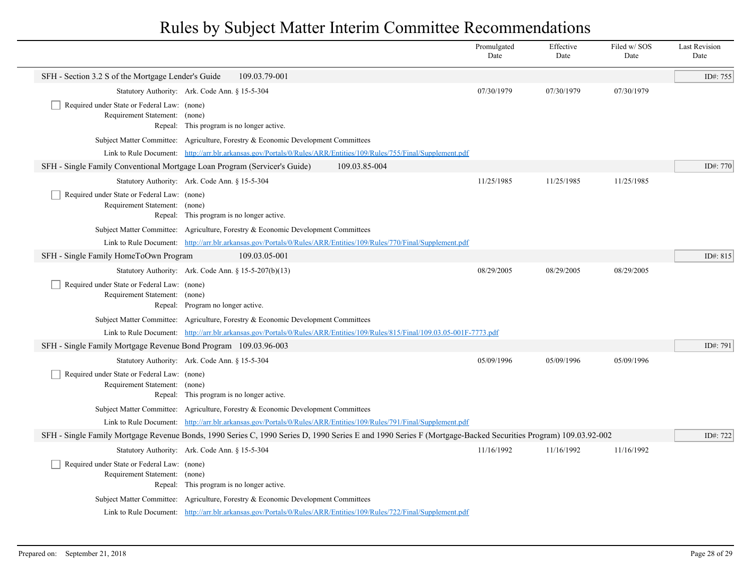# Rules by Subject Matter Interim Committee Recommendations

| | Promulgated Date | Effective Date | Filed w/ SOS Date | Last Revision Date |
|---|---|---|---|---|

## SFH - Section 3.2 S of the Mortgage Lender's Guide 109.03.79-001

ID#: 755

| | Promulgated Date | Effective Date | Filed w/ SOS Date | Last Revision Date |
|---|---|---|---|---|
| Statutory Authority: Ark. Code Ann. § 15-5-304 | 07/30/1979 | 07/30/1979 | 07/30/1979 | |

- [ ] Required under State or Federal Law: (none)

Requirement Statement: (none)

Repeal: This program is no longer active.

Subject Matter Committee: Agriculture, Forestry & Economic Development Committees

Link to Rule Document: http://arr.blr.arkansas.gov/Portals/0/Rules/ARR/Entities/109/Rules/755/Final/Supplement.pdf

## SFH - Single Family Conventional Mortgage Loan Program (Servicer's Guide) 109.03.85-004

ID#: 770

| | Promulgated Date | Effective Date | Filed w/ SOS Date | Last Revision Date |
|---|---|---|---|---|
| Statutory Authority: Ark. Code Ann. § 15-5-304 | 11/25/1985 | 11/25/1985 | 11/25/1985 | |

- [ ] Required under State or Federal Law: (none)

Requirement Statement: (none)

Repeal: This program is no longer active.

Subject Matter Committee: Agriculture, Forestry & Economic Development Committees

Link to Rule Document: http://arr.blr.arkansas.gov/Portals/0/Rules/ARR/Entities/109/Rules/770/Final/Supplement.pdf

## SFH - Single Family HomeToOwn Program 109.03.05-001

ID#: 815

| | Promulgated Date | Effective Date | Filed w/ SOS Date | Last Revision Date |
|---|---|---|---|---|
| Statutory Authority: Ark. Code Ann. § 15-5-207(b)(13) | 08/29/2005 | 08/29/2005 | 08/29/2005 | |

- [ ] Required under State or Federal Law: (none)

Requirement Statement: (none)

Repeal: Program no longer active.

Subject Matter Committee: Agriculture, Forestry & Economic Development Committees

Link to Rule Document: http://arr.blr.arkansas.gov/Portals/0/Rules/ARR/Entities/109/Rules/815/Final/109.03.05-001F-7773.pdf

## SFH - Single Family Mortgage Revenue Bond Program 109.03.96-003

ID#: 791

| | Promulgated Date | Effective Date | Filed w/ SOS Date | Last Revision Date |
|---|---|---|---|---|
| Statutory Authority: Ark. Code Ann. § 15-5-304 | 05/09/1996 | 05/09/1996 | 05/09/1996 | |

- [ ] Required under State or Federal Law: (none)

Requirement Statement: (none)

Repeal: This program is no longer active.

Subject Matter Committee: Agriculture, Forestry & Economic Development Committees

Link to Rule Document: http://arr.blr.arkansas.gov/Portals/0/Rules/ARR/Entities/109/Rules/791/Final/Supplement.pdf

## SFH - Single Family Mortgage Revenue Bonds, 1990 Series C, 1990 Series D, 1990 Series E and 1990 Series F (Mortgage-Backed Securities Program) 109.03.92-002

ID#: 722

| | Promulgated Date | Effective Date | Filed w/ SOS Date | Last Revision Date |
|---|---|---|---|---|
| Statutory Authority: Ark. Code Ann. § 15-5-304 | 11/16/1992 | 11/16/1992 | 11/16/1992 | |

- [ ] Required under State or Federal Law: (none)

Requirement Statement: (none)

Repeal: This program is no longer active.

Subject Matter Committee: Agriculture, Forestry & Economic Development Committees

Link to Rule Document: http://arr.blr.arkansas.gov/Portals/0/Rules/ARR/Entities/109/Rules/722/Final/Supplement.pdf

Prepared on: September 21, 2018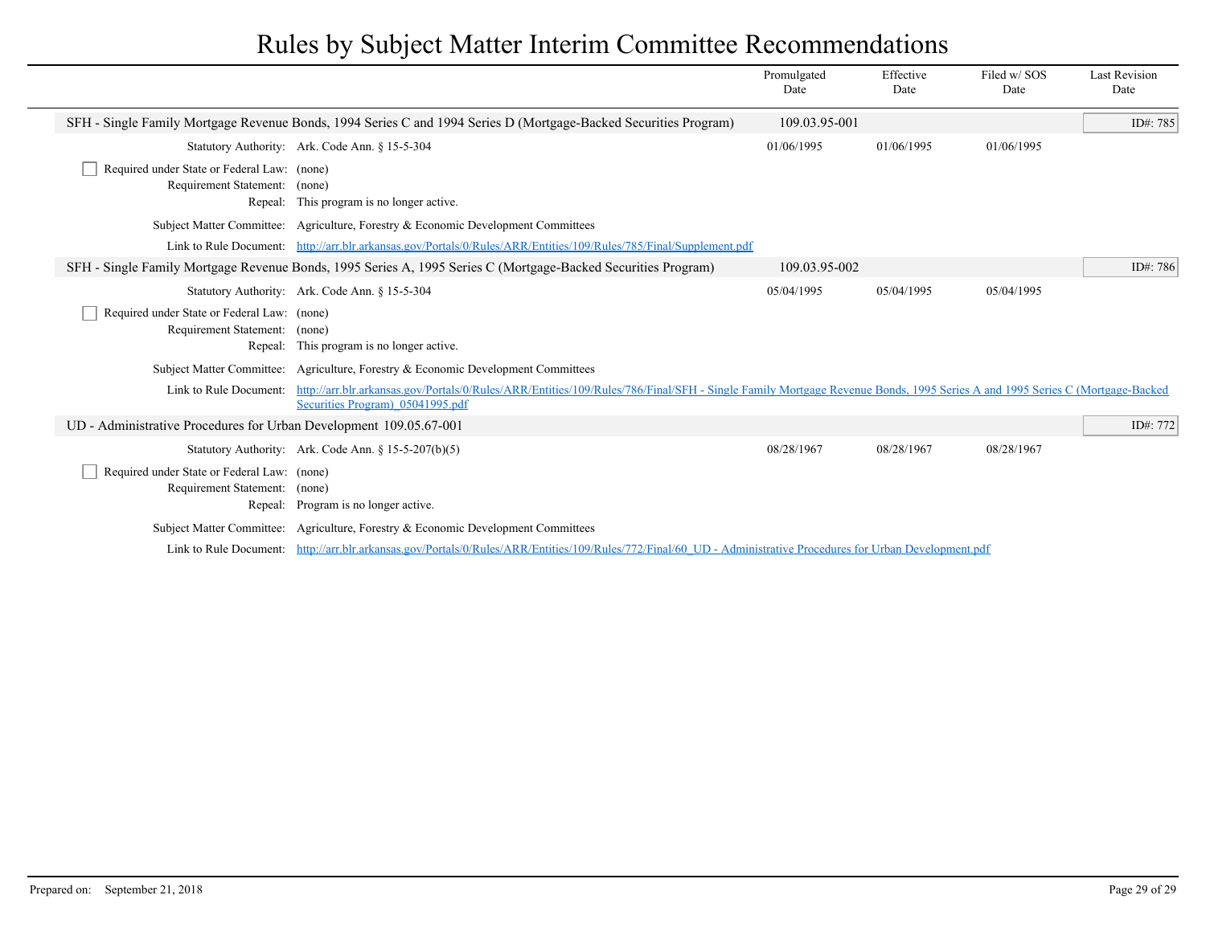# Rules by Subject Matter Interim Committee Recommendations

| | Promulgated Date | Effective Date | Filed w/ SOS Date | Last Revision Date |
|---|---|---|---|---|
| **SFH - Single Family Mortgage Revenue Bonds, 1994 Series C and 1994 Series D (Mortgage-Backed Securities Program)** 109.03.95-001 | | | | ID#: 785 |
| Statutory Authority: Ark. Code Ann. § 15-5-304 | 01/06/1995 | 01/06/1995 | 01/06/1995 | |

☐ Required under State or Federal Law: (none)
Requirement Statement: (none)
Repeal: This program is no longer active.

Subject Matter Committee: Agriculture, Forestry & Economic Development Committees

Link to Rule Document: http://arr.blr.arkansas.gov/Portals/0/Rules/ARR/Entities/109/Rules/785/Final/Supplement.pdf

| | Promulgated Date | Effective Date | Filed w/ SOS Date | Last Revision Date |
|---|---|---|---|---|
| **SFH - Single Family Mortgage Revenue Bonds, 1995 Series A, 1995 Series C (Mortgage-Backed Securities Program)** 109.03.95-002 | | | | ID#: 786 |
| Statutory Authority: Ark. Code Ann. § 15-5-304 | 05/04/1995 | 05/04/1995 | 05/04/1995 | |

☐ Required under State or Federal Law: (none)
Requirement Statement: (none)
Repeal: This program is no longer active.

Subject Matter Committee: Agriculture, Forestry & Economic Development Committees

Link to Rule Document: http://arr.blr.arkansas.gov/Portals/0/Rules/ARR/Entities/109/Rules/786/Final/SFH - Single Family Mortgage Revenue Bonds, 1995 Series A and 1995 Series C (Mortgage-Backed Securities Program)_05041995.pdf

| | Promulgated Date | Effective Date | Filed w/ SOS Date | Last Revision Date |
|---|---|---|---|---|
| **UD - Administrative Procedures for Urban Development 109.05.67-001** | | | | ID#: 772 |
| Statutory Authority: Ark. Code Ann. § 15-5-207(b)(5) | 08/28/1967 | 08/28/1967 | 08/28/1967 | |

☐ Required under State or Federal Law: (none)
Requirement Statement: (none)
Repeal: Program is no longer active.

Subject Matter Committee: Agriculture, Forestry & Economic Development Committees

Link to Rule Document: http://arr.blr.arkansas.gov/Portals/0/Rules/ARR/Entities/109/Rules/772/Final/60_UD - Administrative Procedures for Urban Development.pdf

Prepared on: September 21, 2018